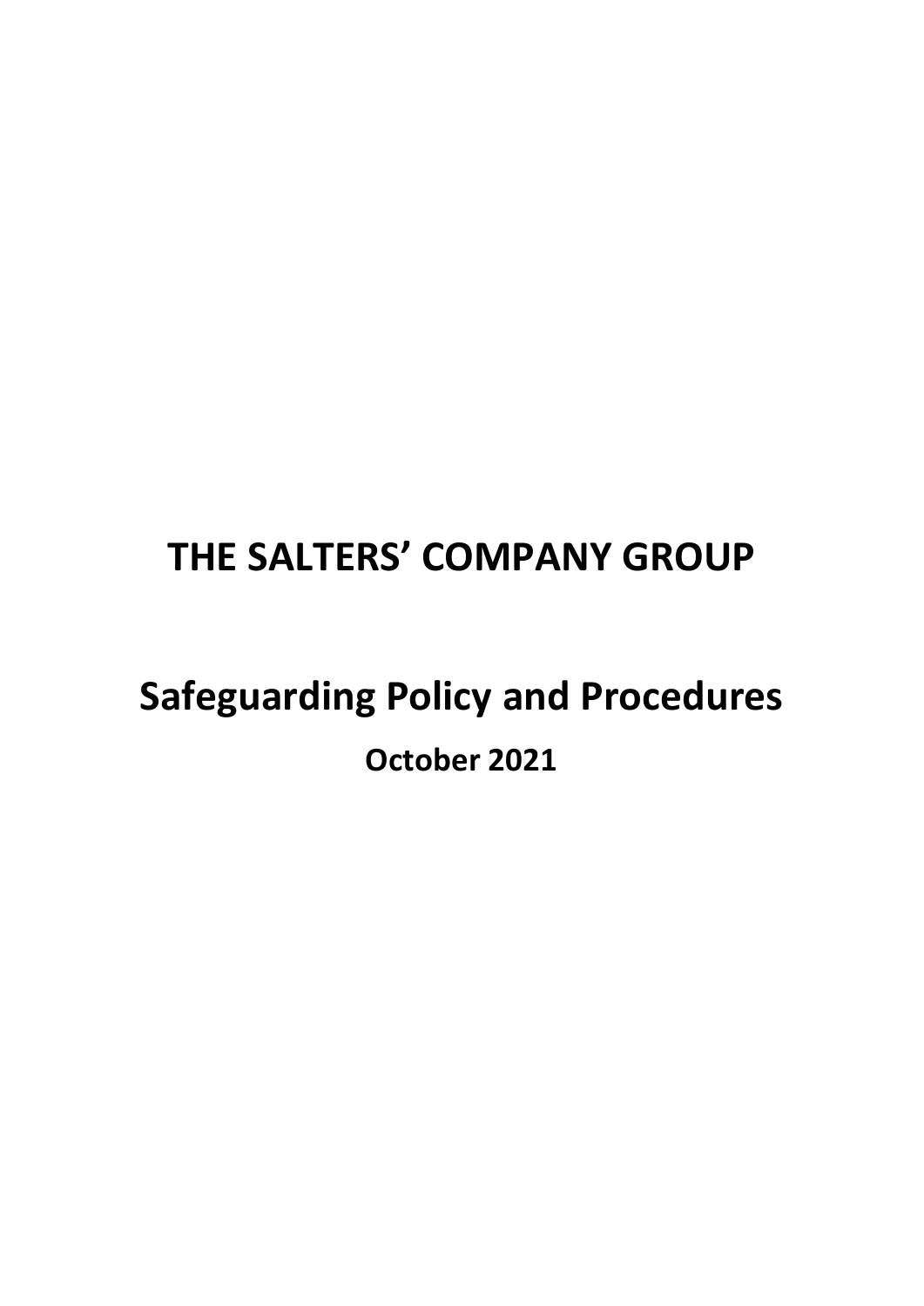# THE SALTERS' COMPANY GROUP

## Safeguarding Policy and Procedures

**October 2021**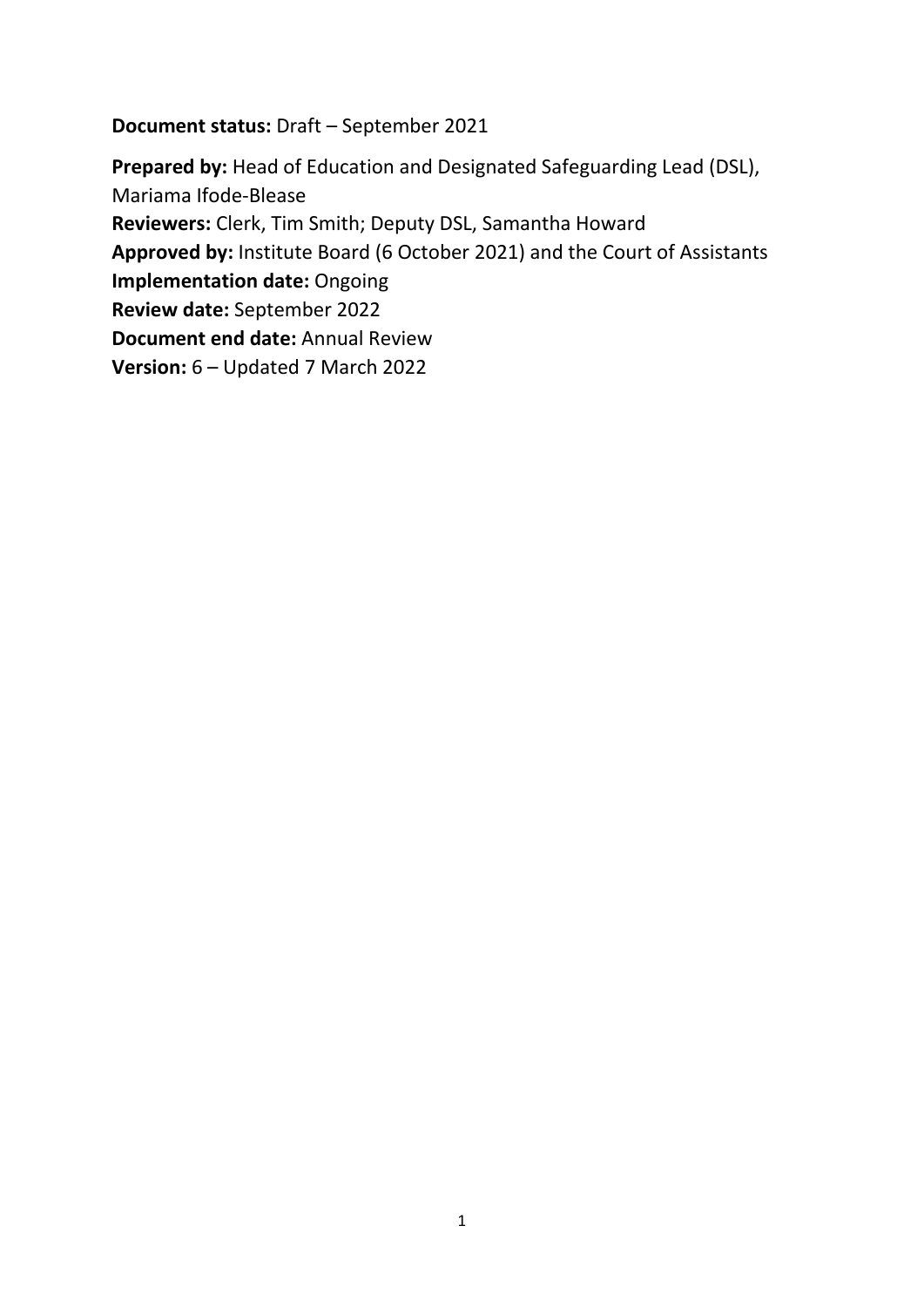**Document status:** Draft – September 2021

**Prepared by:** Head of Education and Designated Safeguarding Lead (DSL), Mariama Ifode-Blease
**Reviewers:** Clerk, Tim Smith; Deputy DSL, Samantha Howard
**Approved by:** Institute Board (6 October 2021) and the Court of Assistants
**Implementation date:** Ongoing
**Review date:** September 2022
**Document end date:** Annual Review
**Version:** 6 – Updated 7 March 2022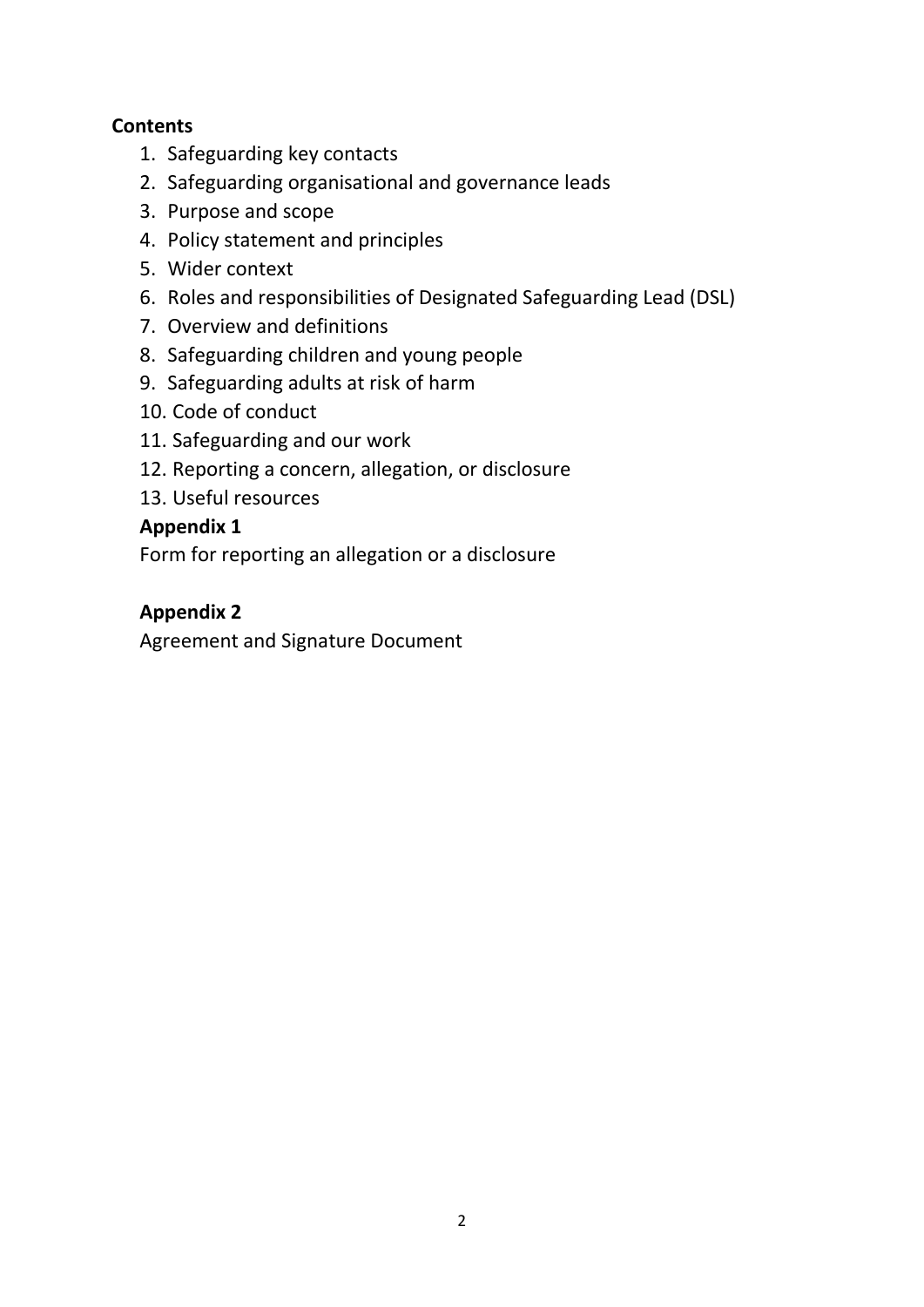**Contents**

1. Safeguarding key contacts
2. Safeguarding organisational and governance leads
3. Purpose and scope
4. Policy statement and principles
5. Wider context
6. Roles and responsibilities of Designated Safeguarding Lead (DSL)
7. Overview and definitions
8. Safeguarding children and young people
9. Safeguarding adults at risk of harm
10. Code of conduct
11. Safeguarding and our work
12. Reporting a concern, allegation, or disclosure
13. Useful resources

**Appendix 1**

Form for reporting an allegation or a disclosure

**Appendix 2**

Agreement and Signature Document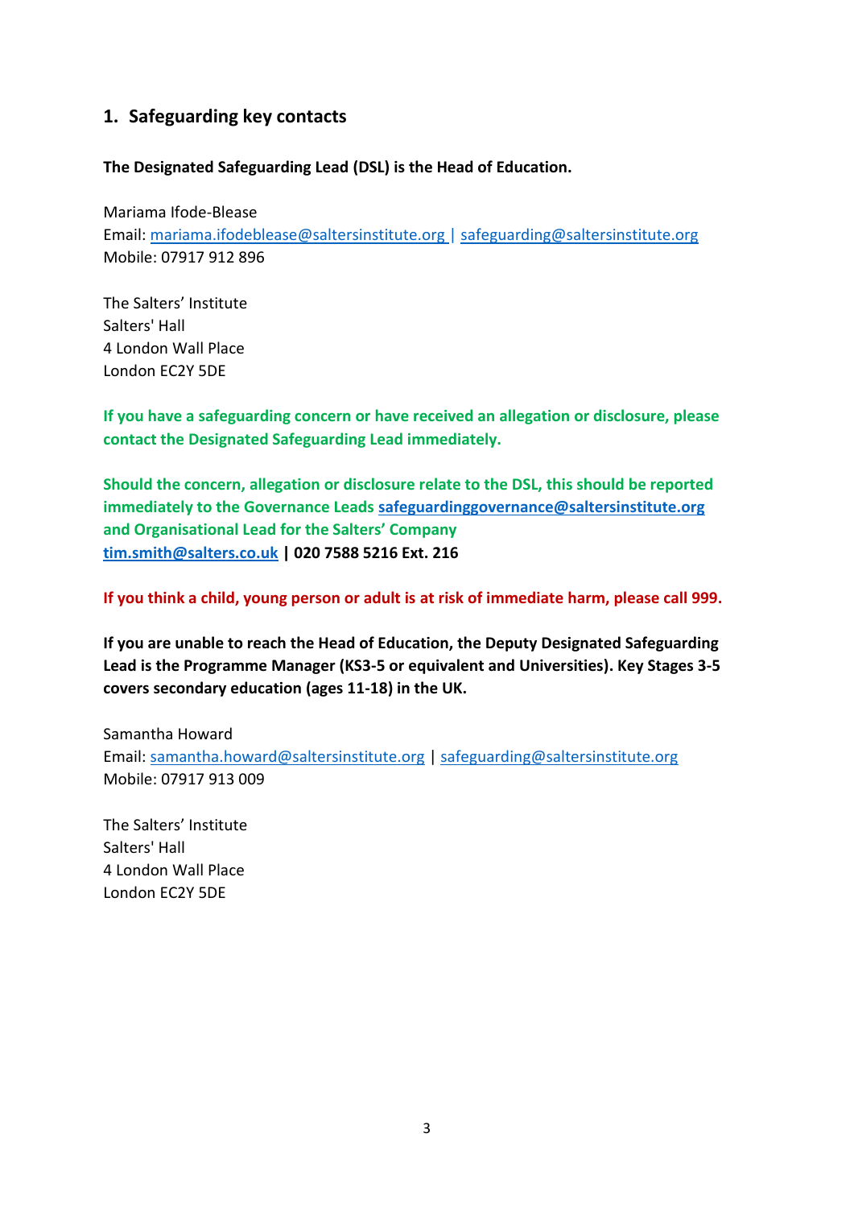## 1. Safeguarding key contacts

**The Designated Safeguarding Lead (DSL) is the Head of Education.**

Mariama Ifode-Blease
Email: mariama.ifodeblease@saltersinstitute.org | safeguarding@saltersinstitute.org
Mobile: 07917 912 896

The Salters' Institute
Salters' Hall
4 London Wall Place
London EC2Y 5DE

**If you have a safeguarding concern or have received an allegation or disclosure, please contact the Designated Safeguarding Lead immediately.**

**Should the concern, allegation or disclosure relate to the DSL, this should be reported immediately to the Governance Leads safeguardinggovernance@saltersinstitute.org and Organisational Lead for the Salters' Company tim.smith@salters.co.uk | 020 7588 5216 Ext. 216**

**If you think a child, young person or adult is at risk of immediate harm, please call 999.**

**If you are unable to reach the Head of Education, the Deputy Designated Safeguarding Lead is the Programme Manager (KS3-5 or equivalent and Universities). Key Stages 3-5 covers secondary education (ages 11-18) in the UK.**

Samantha Howard
Email: samantha.howard@saltersinstitute.org | safeguarding@saltersinstitute.org
Mobile: 07917 913 009

The Salters' Institute
Salters' Hall
4 London Wall Place
London EC2Y 5DE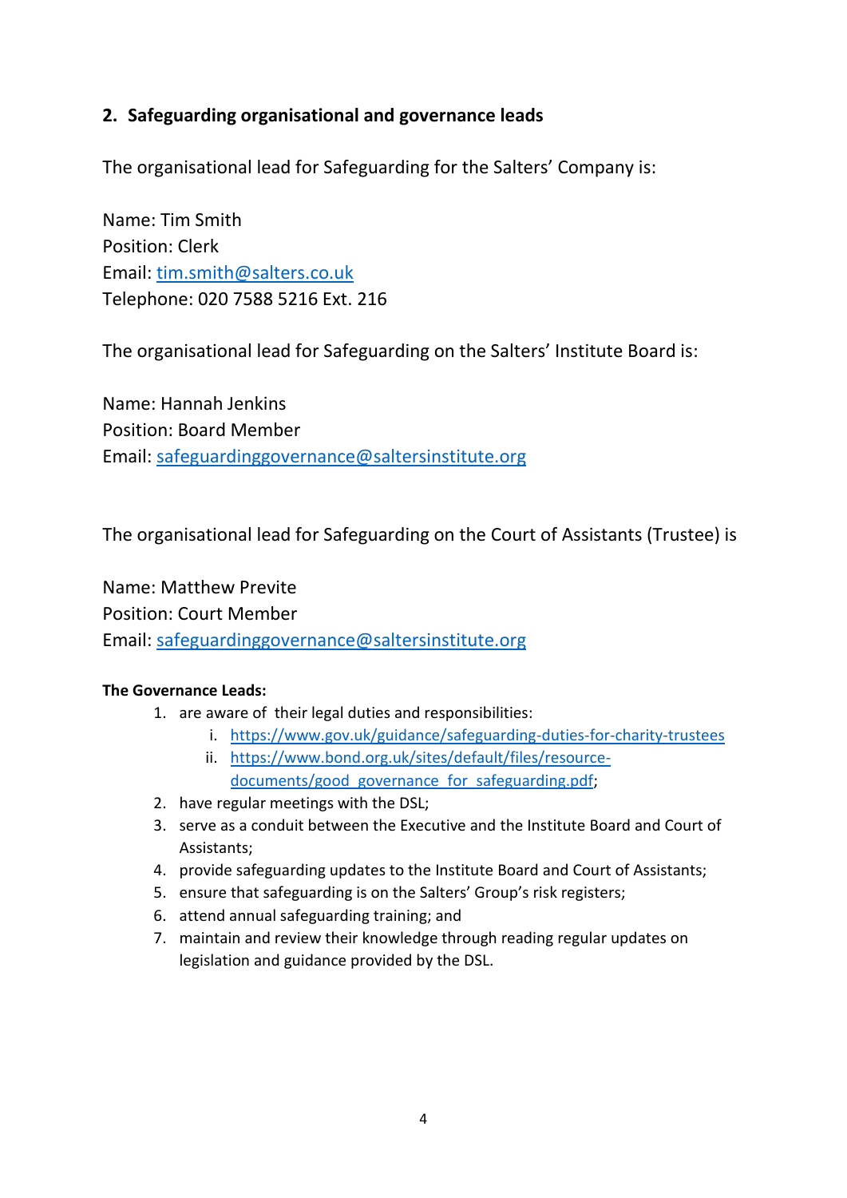## 2. Safeguarding organisational and governance leads

The organisational lead for Safeguarding for the Salters' Company is:

Name: Tim Smith
Position: Clerk
Email: tim.smith@salters.co.uk
Telephone: 020 7588 5216 Ext. 216

The organisational lead for Safeguarding on the Salters' Institute Board is:

Name: Hannah Jenkins
Position: Board Member
Email: safeguardinggovernance@saltersinstitute.org

The organisational lead for Safeguarding on the Court of Assistants (Trustee) is

Name: Matthew Previte
Position: Court Member
Email: safeguardinggovernance@saltersinstitute.org

**The Governance Leads:**

1. are aware of their legal duties and responsibilities:
   i. https://www.gov.uk/guidance/safeguarding-duties-for-charity-trustees
   ii. https://www.bond.org.uk/sites/default/files/resource-documents/good_governance_for_safeguarding.pdf;
2. have regular meetings with the DSL;
3. serve as a conduit between the Executive and the Institute Board and Court of Assistants;
4. provide safeguarding updates to the Institute Board and Court of Assistants;
5. ensure that safeguarding is on the Salters' Group's risk registers;
6. attend annual safeguarding training; and
7. maintain and review their knowledge through reading regular updates on legislation and guidance provided by the DSL.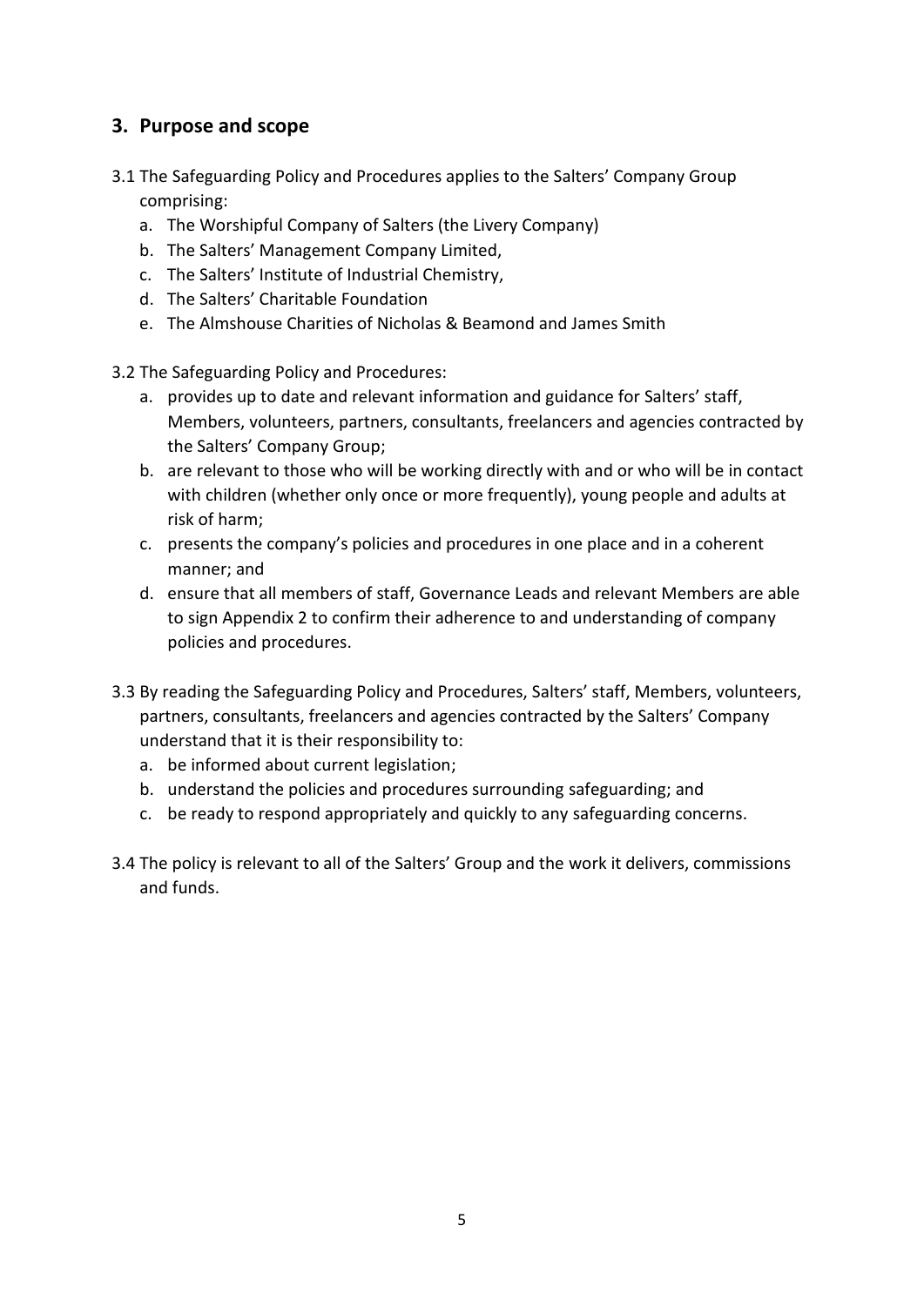## 3. Purpose and scope

3.1 The Safeguarding Policy and Procedures applies to the Salters' Company Group comprising:

a. The Worshipful Company of Salters (the Livery Company)
b. The Salters' Management Company Limited,
c. The Salters' Institute of Industrial Chemistry,
d. The Salters' Charitable Foundation
e. The Almshouse Charities of Nicholas & Beamond and James Smith

3.2 The Safeguarding Policy and Procedures:

a. provides up to date and relevant information and guidance for Salters' staff, Members, volunteers, partners, consultants, freelancers and agencies contracted by the Salters' Company Group;
b. are relevant to those who will be working directly with and or who will be in contact with children (whether only once or more frequently), young people and adults at risk of harm;
c. presents the company's policies and procedures in one place and in a coherent manner; and
d. ensure that all members of staff, Governance Leads and relevant Members are able to sign Appendix 2 to confirm their adherence to and understanding of company policies and procedures.

3.3 By reading the Safeguarding Policy and Procedures, Salters' staff, Members, volunteers, partners, consultants, freelancers and agencies contracted by the Salters' Company understand that it is their responsibility to:

a. be informed about current legislation;
b. understand the policies and procedures surrounding safeguarding; and
c. be ready to respond appropriately and quickly to any safeguarding concerns.

3.4 The policy is relevant to all of the Salters' Group and the work it delivers, commissions and funds.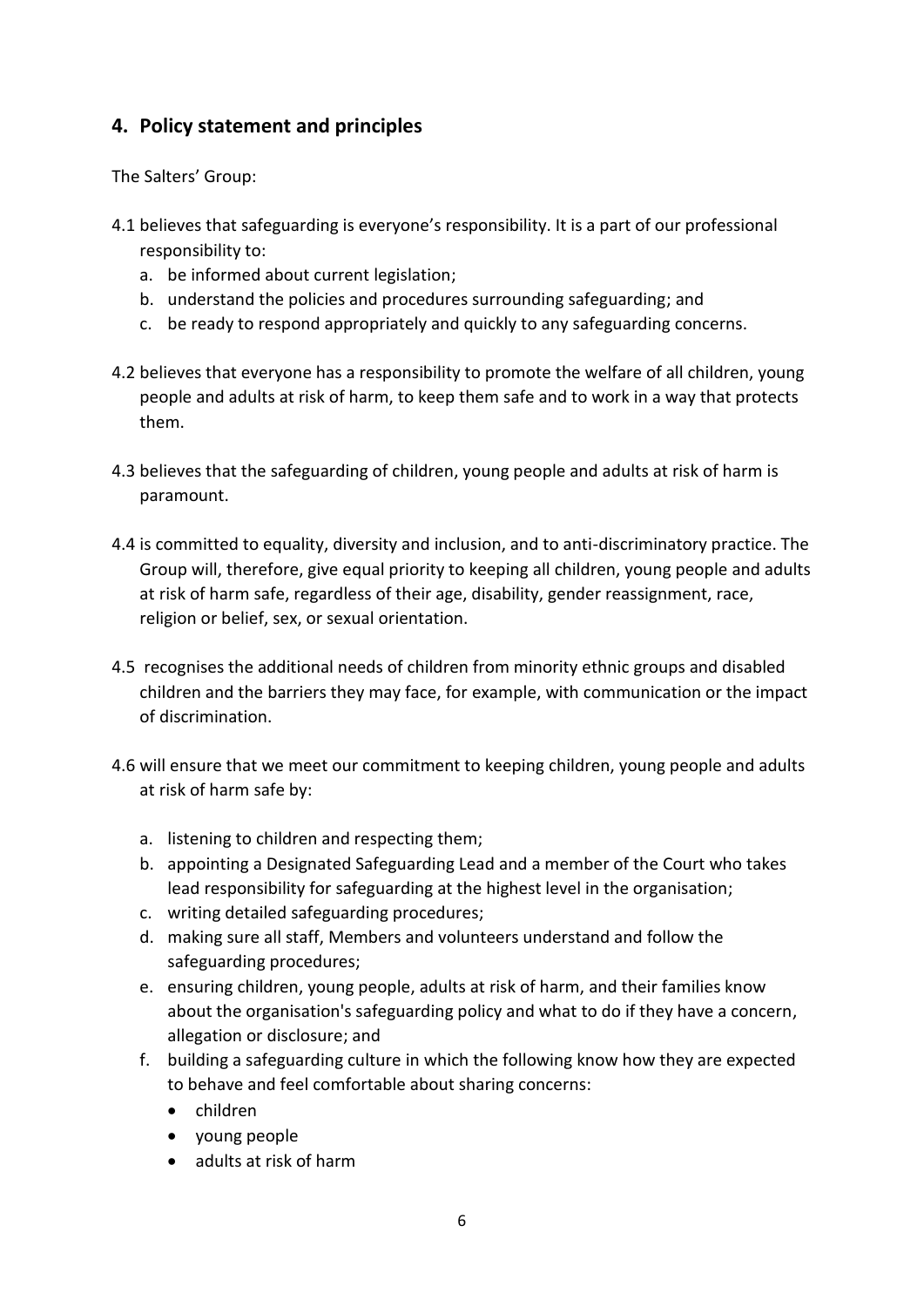## 4. Policy statement and principles

The Salters' Group:

4.1 believes that safeguarding is everyone's responsibility. It is a part of our professional responsibility to:

   a. be informed about current legislation;
   b. understand the policies and procedures surrounding safeguarding; and
   c. be ready to respond appropriately and quickly to any safeguarding concerns.

4.2 believes that everyone has a responsibility to promote the welfare of all children, young people and adults at risk of harm, to keep them safe and to work in a way that protects them.

4.3 believes that the safeguarding of children, young people and adults at risk of harm is paramount.

4.4 is committed to equality, diversity and inclusion, and to anti-discriminatory practice. The Group will, therefore, give equal priority to keeping all children, young people and adults at risk of harm safe, regardless of their age, disability, gender reassignment, race, religion or belief, sex, or sexual orientation.

4.5 recognises the additional needs of children from minority ethnic groups and disabled children and the barriers they may face, for example, with communication or the impact of discrimination.

4.6 will ensure that we meet our commitment to keeping children, young people and adults at risk of harm safe by:

   a. listening to children and respecting them;
   b. appointing a Designated Safeguarding Lead and a member of the Court who takes lead responsibility for safeguarding at the highest level in the organisation;
   c. writing detailed safeguarding procedures;
   d. making sure all staff, Members and volunteers understand and follow the safeguarding procedures;
   e. ensuring children, young people, adults at risk of harm, and their families know about the organisation's safeguarding policy and what to do if they have a concern, allegation or disclosure; and
   f. building a safeguarding culture in which the following know how they are expected to behave and feel comfortable about sharing concerns:
      - children
      - young people
      - adults at risk of harm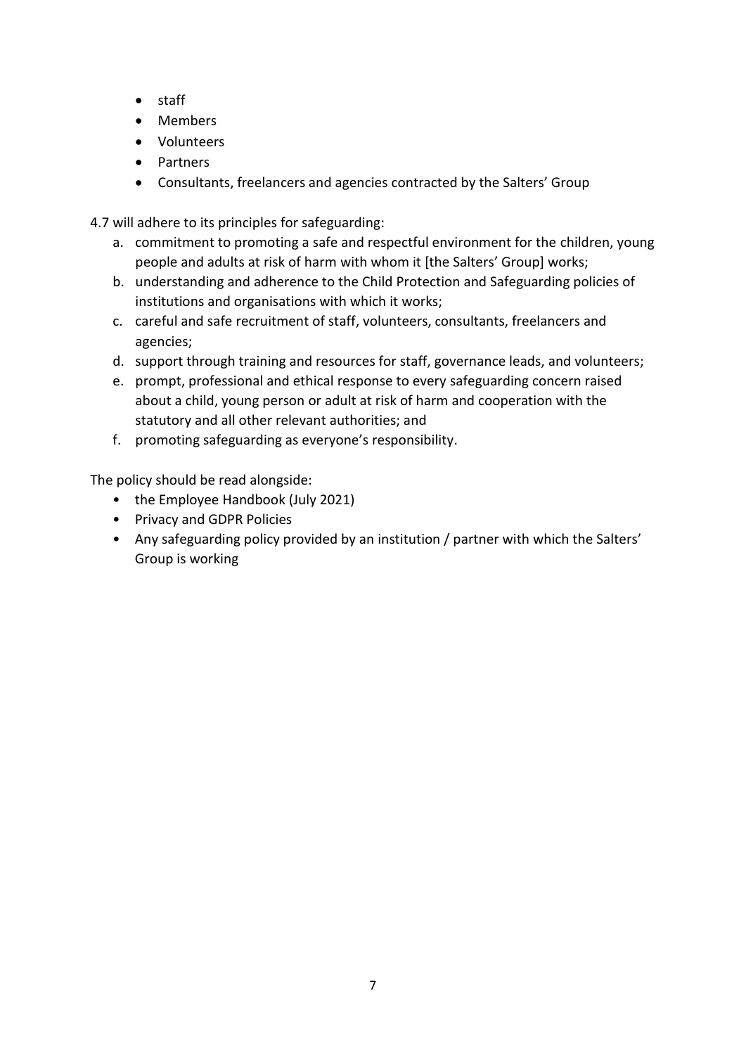- staff
- Members
- Volunteers
- Partners
- Consultants, freelancers and agencies contracted by the Salters' Group

4.7 will adhere to its principles for safeguarding:

a. commitment to promoting a safe and respectful environment for the children, young people and adults at risk of harm with whom it [the Salters' Group] works;
b. understanding and adherence to the Child Protection and Safeguarding policies of institutions and organisations with which it works;
c. careful and safe recruitment of staff, volunteers, consultants, freelancers and agencies;
d. support through training and resources for staff, governance leads, and volunteers;
e. prompt, professional and ethical response to every safeguarding concern raised about a child, young person or adult at risk of harm and cooperation with the statutory and all other relevant authorities; and
f. promoting safeguarding as everyone's responsibility.

The policy should be read alongside:

- the Employee Handbook (July 2021)
- Privacy and GDPR Policies
- Any safeguarding policy provided by an institution / partner with which the Salters' Group is working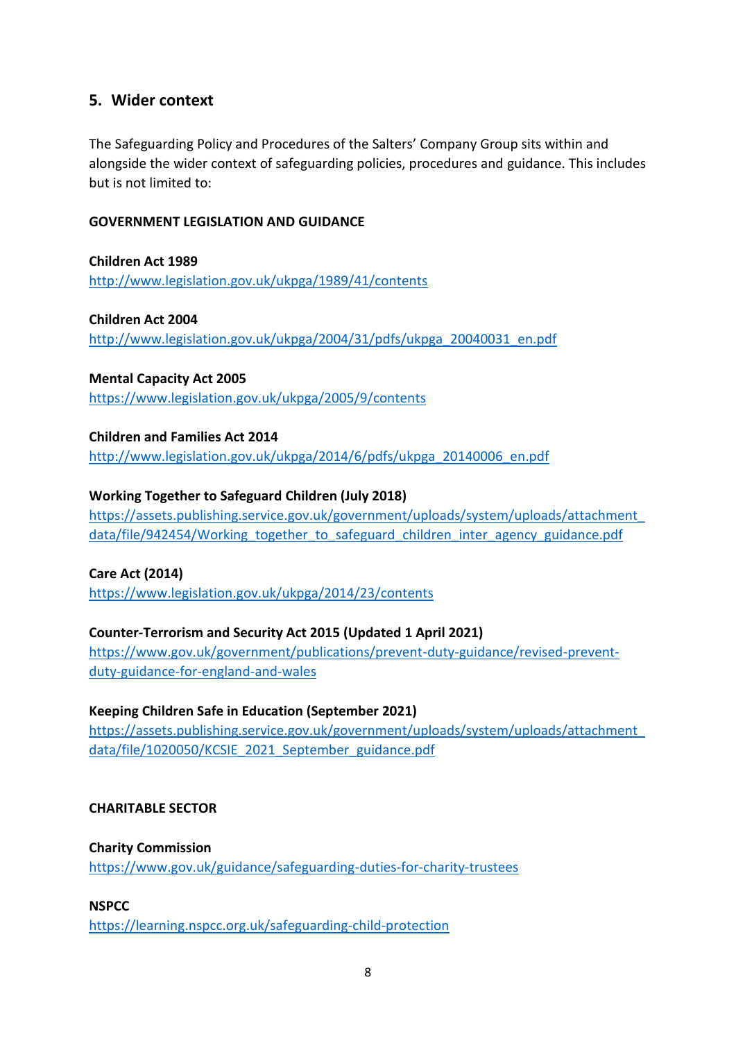## 5. Wider context

The Safeguarding Policy and Procedures of the Salters' Company Group sits within and alongside the wider context of safeguarding policies, procedures and guidance. This includes but is not limited to:

**GOVERNMENT LEGISLATION AND GUIDANCE**

**Children Act 1989**
http://www.legislation.gov.uk/ukpga/1989/41/contents

**Children Act 2004**
http://www.legislation.gov.uk/ukpga/2004/31/pdfs/ukpga_20040031_en.pdf

**Mental Capacity Act 2005**
https://www.legislation.gov.uk/ukpga/2005/9/contents

**Children and Families Act 2014**
http://www.legislation.gov.uk/ukpga/2014/6/pdfs/ukpga_20140006_en.pdf

**Working Together to Safeguard Children (July 2018)**
https://assets.publishing.service.gov.uk/government/uploads/system/uploads/attachment_data/file/942454/Working_together_to_safeguard_children_inter_agency_guidance.pdf

**Care Act (2014)**
https://www.legislation.gov.uk/ukpga/2014/23/contents

**Counter-Terrorism and Security Act 2015 (Updated 1 April 2021)**
https://www.gov.uk/government/publications/prevent-duty-guidance/revised-prevent-duty-guidance-for-england-and-wales

**Keeping Children Safe in Education (September 2021)**
https://assets.publishing.service.gov.uk/government/uploads/system/uploads/attachment_data/file/1020050/KCSIE_2021_September_guidance.pdf

**CHARITABLE SECTOR**

**Charity Commission**
https://www.gov.uk/guidance/safeguarding-duties-for-charity-trustees

**NSPCC**
https://learning.nspcc.org.uk/safeguarding-child-protection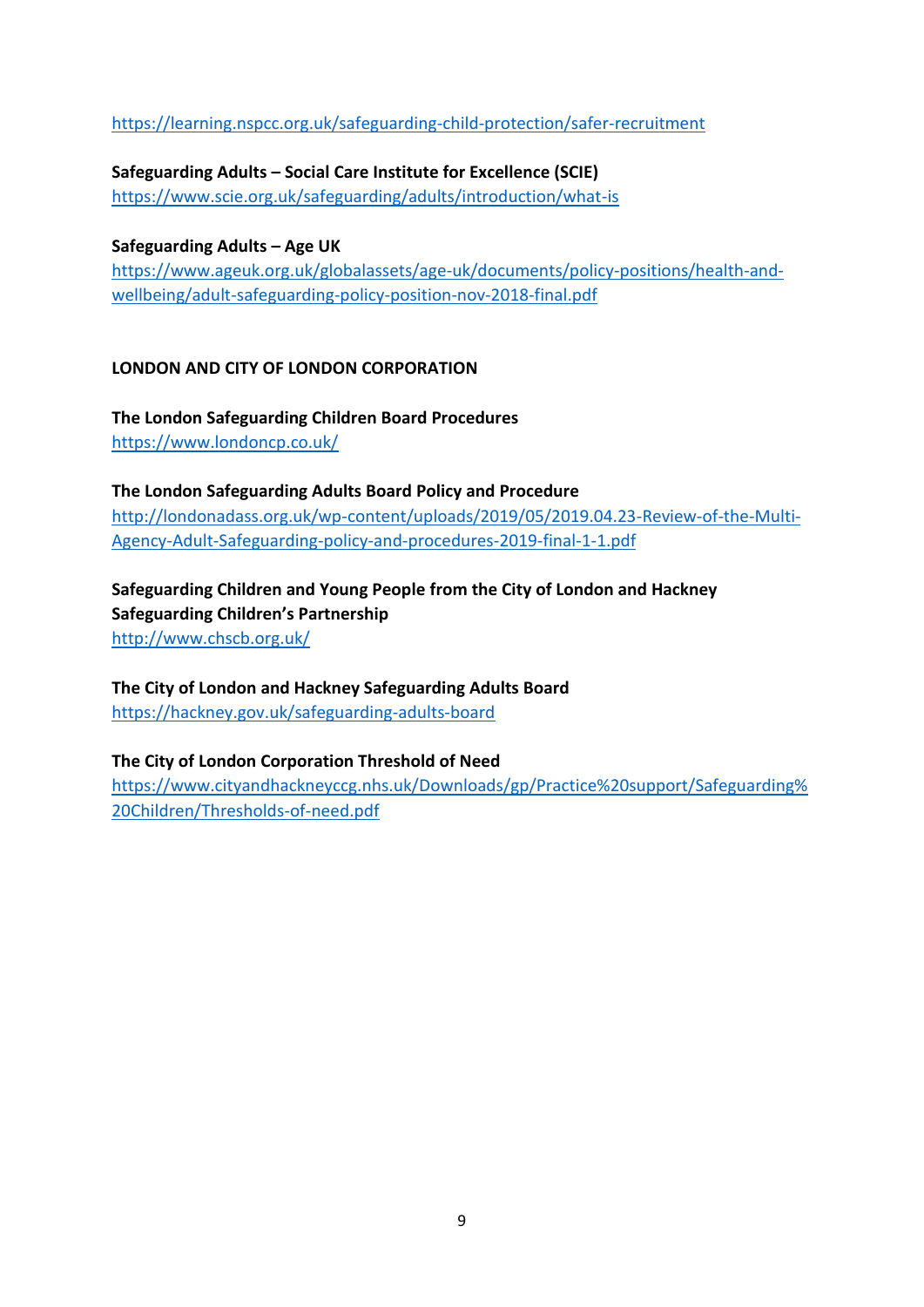https://learning.nspcc.org.uk/safeguarding-child-protection/safer-recruitment

**Safeguarding Adults – Social Care Institute for Excellence (SCIE)**
https://www.scie.org.uk/safeguarding/adults/introduction/what-is

**Safeguarding Adults – Age UK**
https://www.ageuk.org.uk/globalassets/age-uk/documents/policy-positions/health-and-wellbeing/adult-safeguarding-policy-position-nov-2018-final.pdf

## LONDON AND CITY OF LONDON CORPORATION

**The London Safeguarding Children Board Procedures**
https://www.londoncp.co.uk/

**The London Safeguarding Adults Board Policy and Procedure**
http://londonadass.org.uk/wp-content/uploads/2019/05/2019.04.23-Review-of-the-Multi-Agency-Adult-Safeguarding-policy-and-procedures-2019-final-1-1.pdf

**Safeguarding Children and Young People from the City of London and Hackney Safeguarding Children's Partnership**
http://www.chscb.org.uk/

**The City of London and Hackney Safeguarding Adults Board**
https://hackney.gov.uk/safeguarding-adults-board

**The City of London Corporation Threshold of Need**
https://www.cityandhackneyccg.nhs.uk/Downloads/gp/Practice%20support/Safeguarding%20Children/Thresholds-of-need.pdf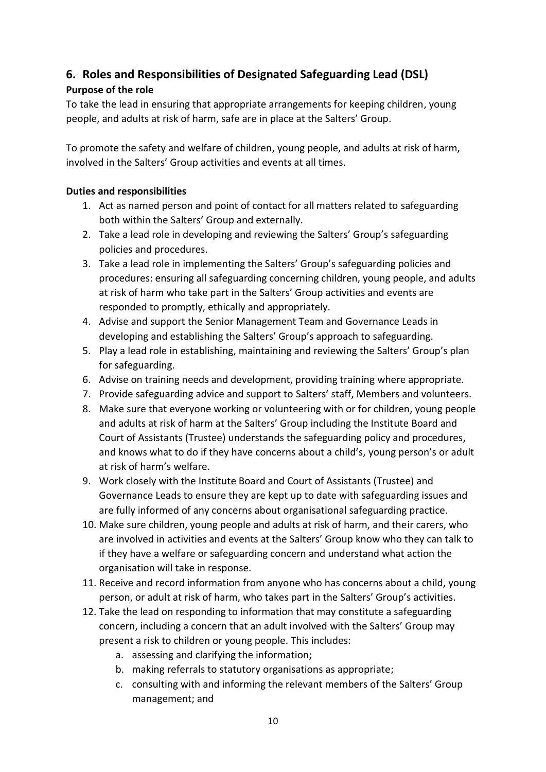## 6. Roles and Responsibilities of Designated Safeguarding Lead (DSL)

### Purpose of the role

To take the lead in ensuring that appropriate arrangements for keeping children, young people, and adults at risk of harm, safe are in place at the Salters' Group.

To promote the safety and welfare of children, young people, and adults at risk of harm, involved in the Salters' Group activities and events at all times.

### Duties and responsibilities

1. Act as named person and point of contact for all matters related to safeguarding both within the Salters' Group and externally.
2. Take a lead role in developing and reviewing the Salters' Group's safeguarding policies and procedures.
3. Take a lead role in implementing the Salters' Group's safeguarding policies and procedures: ensuring all safeguarding concerning children, young people, and adults at risk of harm who take part in the Salters' Group activities and events are responded to promptly, ethically and appropriately.
4. Advise and support the Senior Management Team and Governance Leads in developing and establishing the Salters' Group's approach to safeguarding.
5. Play a lead role in establishing, maintaining and reviewing the Salters' Group's plan for safeguarding.
6. Advise on training needs and development, providing training where appropriate.
7. Provide safeguarding advice and support to Salters' staff, Members and volunteers.
8. Make sure that everyone working or volunteering with or for children, young people and adults at risk of harm at the Salters' Group including the Institute Board and Court of Assistants (Trustee) understands the safeguarding policy and procedures, and knows what to do if they have concerns about a child's, young person's or adult at risk of harm's welfare.
9. Work closely with the Institute Board and Court of Assistants (Trustee) and Governance Leads to ensure they are kept up to date with safeguarding issues and are fully informed of any concerns about organisational safeguarding practice.
10. Make sure children, young people and adults at risk of harm, and their carers, who are involved in activities and events at the Salters' Group know who they can talk to if they have a welfare or safeguarding concern and understand what action the organisation will take in response.
11. Receive and record information from anyone who has concerns about a child, young person, or adult at risk of harm, who takes part in the Salters' Group's activities.
12. Take the lead on responding to information that may constitute a safeguarding concern, including a concern that an adult involved with the Salters' Group may present a risk to children or young people. This includes:
    a. assessing and clarifying the information;
    b. making referrals to statutory organisations as appropriate;
    c. consulting with and informing the relevant members of the Salters' Group management; and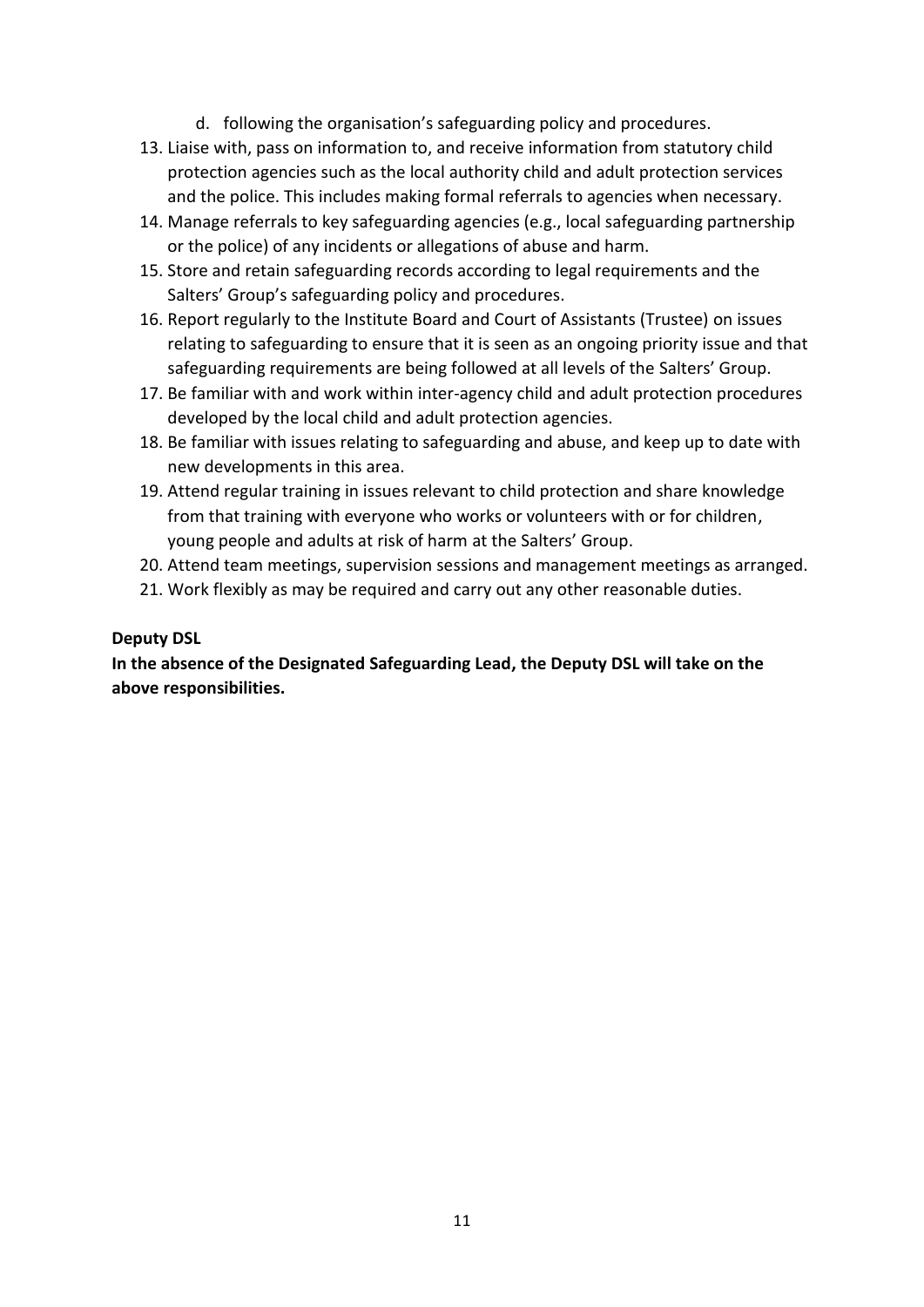d. following the organisation's safeguarding policy and procedures.

13. Liaise with, pass on information to, and receive information from statutory child protection agencies such as the local authority child and adult protection services and the police. This includes making formal referrals to agencies when necessary.
14. Manage referrals to key safeguarding agencies (e.g., local safeguarding partnership or the police) of any incidents or allegations of abuse and harm.
15. Store and retain safeguarding records according to legal requirements and the Salters' Group's safeguarding policy and procedures.
16. Report regularly to the Institute Board and Court of Assistants (Trustee) on issues relating to safeguarding to ensure that it is seen as an ongoing priority issue and that safeguarding requirements are being followed at all levels of the Salters' Group.
17. Be familiar with and work within inter-agency child and adult protection procedures developed by the local child and adult protection agencies.
18. Be familiar with issues relating to safeguarding and abuse, and keep up to date with new developments in this area.
19. Attend regular training in issues relevant to child protection and share knowledge from that training with everyone who works or volunteers with or for children, young people and adults at risk of harm at the Salters' Group.
20. Attend team meetings, supervision sessions and management meetings as arranged.
21. Work flexibly as may be required and carry out any other reasonable duties.

**Deputy DSL**

**In the absence of the Designated Safeguarding Lead, the Deputy DSL will take on the above responsibilities.**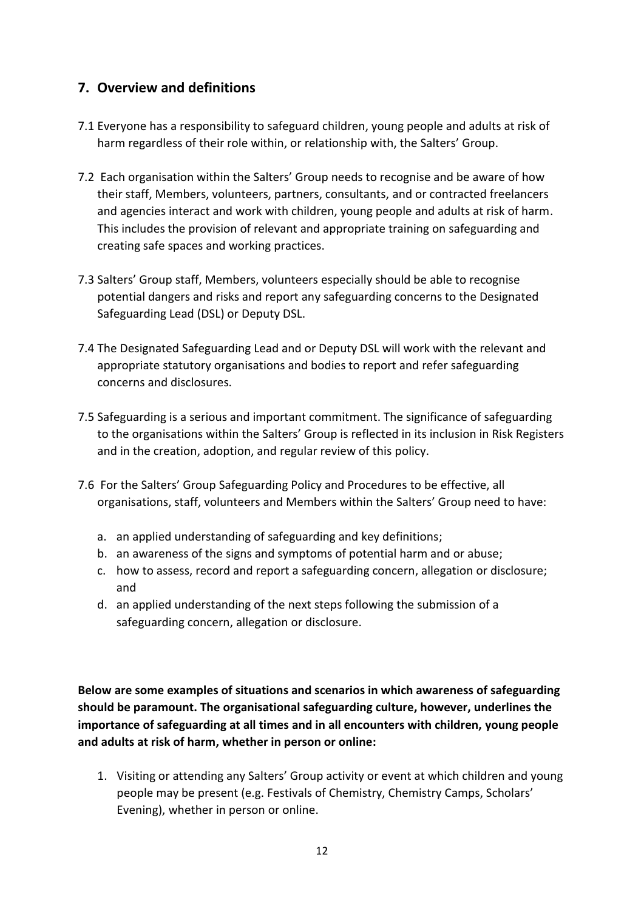## 7. Overview and definitions

7.1 Everyone has a responsibility to safeguard children, young people and adults at risk of harm regardless of their role within, or relationship with, the Salters' Group.

7.2 Each organisation within the Salters' Group needs to recognise and be aware of how their staff, Members, volunteers, partners, consultants, and or contracted freelancers and agencies interact and work with children, young people and adults at risk of harm. This includes the provision of relevant and appropriate training on safeguarding and creating safe spaces and working practices.

7.3 Salters' Group staff, Members, volunteers especially should be able to recognise potential dangers and risks and report any safeguarding concerns to the Designated Safeguarding Lead (DSL) or Deputy DSL.

7.4 The Designated Safeguarding Lead and or Deputy DSL will work with the relevant and appropriate statutory organisations and bodies to report and refer safeguarding concerns and disclosures.

7.5 Safeguarding is a serious and important commitment. The significance of safeguarding to the organisations within the Salters' Group is reflected in its inclusion in Risk Registers and in the creation, adoption, and regular review of this policy.

7.6 For the Salters' Group Safeguarding Policy and Procedures to be effective, all organisations, staff, volunteers and Members within the Salters' Group need to have:

a. an applied understanding of safeguarding and key definitions;
b. an awareness of the signs and symptoms of potential harm and or abuse;
c. how to assess, record and report a safeguarding concern, allegation or disclosure; and
d. an applied understanding of the next steps following the submission of a safeguarding concern, allegation or disclosure.

**Below are some examples of situations and scenarios in which awareness of safeguarding should be paramount. The organisational safeguarding culture, however, underlines the importance of safeguarding at all times and in all encounters with children, young people and adults at risk of harm, whether in person or online:**

1. Visiting or attending any Salters' Group activity or event at which children and young people may be present (e.g. Festivals of Chemistry, Chemistry Camps, Scholars' Evening), whether in person or online.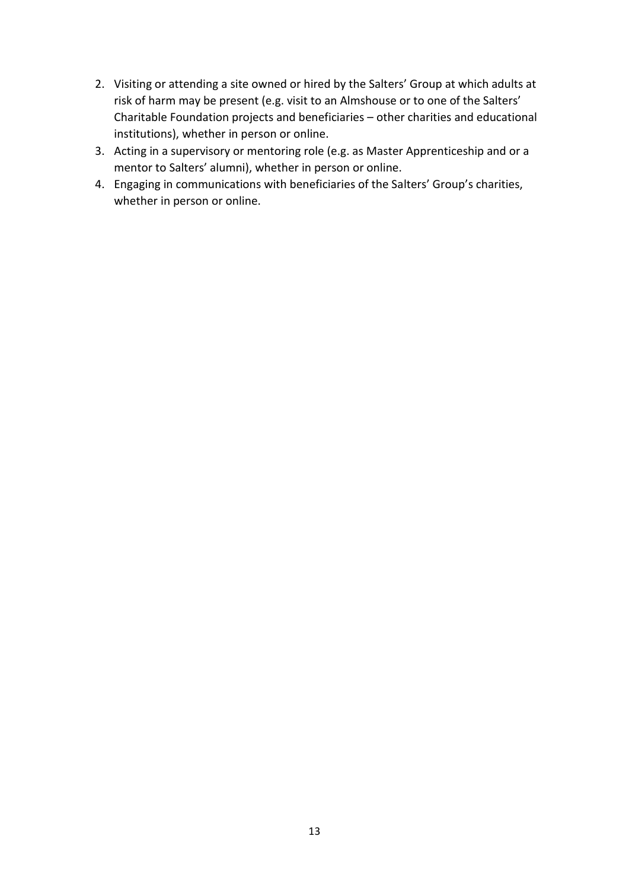2. Visiting or attending a site owned or hired by the Salters' Group at which adults at risk of harm may be present (e.g. visit to an Almshouse or to one of the Salters' Charitable Foundation projects and beneficiaries – other charities and educational institutions), whether in person or online.
3. Acting in a supervisory or mentoring role (e.g. as Master Apprenticeship and or a mentor to Salters' alumni), whether in person or online.
4. Engaging in communications with beneficiaries of the Salters' Group's charities, whether in person or online.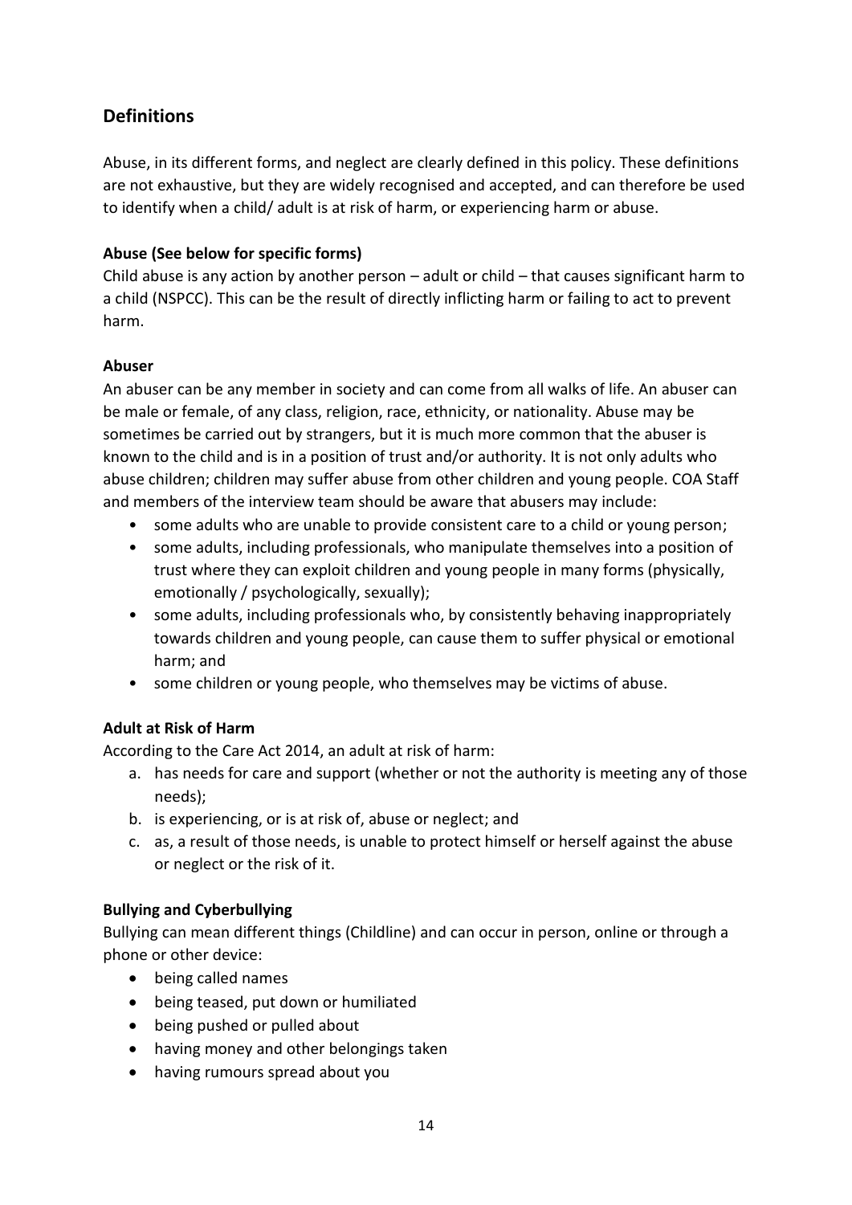## Definitions

Abuse, in its different forms, and neglect are clearly defined in this policy. These definitions are not exhaustive, but they are widely recognised and accepted, and can therefore be used to identify when a child/ adult is at risk of harm, or experiencing harm or abuse.

**Abuse (See below for specific forms)**

Child abuse is any action by another person – adult or child – that causes significant harm to a child (NSPCC). This can be the result of directly inflicting harm or failing to act to prevent harm.

**Abuser**

An abuser can be any member in society and can come from all walks of life. An abuser can be male or female, of any class, religion, race, ethnicity, or nationality. Abuse may be sometimes be carried out by strangers, but it is much more common that the abuser is known to the child and is in a position of trust and/or authority. It is not only adults who abuse children; children may suffer abuse from other children and young people. COA Staff and members of the interview team should be aware that abusers may include:

- some adults who are unable to provide consistent care to a child or young person;
- some adults, including professionals, who manipulate themselves into a position of trust where they can exploit children and young people in many forms (physically, emotionally / psychologically, sexually);
- some adults, including professionals who, by consistently behaving inappropriately towards children and young people, can cause them to suffer physical or emotional harm; and
- some children or young people, who themselves may be victims of abuse.

**Adult at Risk of Harm**

According to the Care Act 2014, an adult at risk of harm:

a. has needs for care and support (whether or not the authority is meeting any of those needs);
b. is experiencing, or is at risk of, abuse or neglect; and
c. as, a result of those needs, is unable to protect himself or herself against the abuse or neglect or the risk of it.

**Bullying and Cyberbullying**

Bullying can mean different things (Childline) and can occur in person, online or through a phone or other device:

- being called names
- being teased, put down or humiliated
- being pushed or pulled about
- having money and other belongings taken
- having rumours spread about you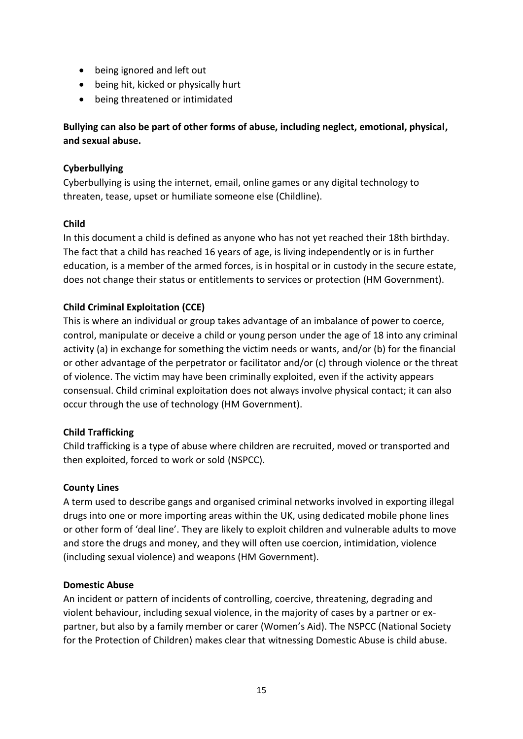- being ignored and left out
- being hit, kicked or physically hurt
- being threatened or intimidated

**Bullying can also be part of other forms of abuse, including neglect, emotional, physical, and sexual abuse.**

**Cyberbullying**

Cyberbullying is using the internet, email, online games or any digital technology to threaten, tease, upset or humiliate someone else (Childline).

**Child**

In this document a child is defined as anyone who has not yet reached their 18th birthday. The fact that a child has reached 16 years of age, is living independently or is in further education, is a member of the armed forces, is in hospital or in custody in the secure estate, does not change their status or entitlements to services or protection (HM Government).

**Child Criminal Exploitation (CCE)**

This is where an individual or group takes advantage of an imbalance of power to coerce, control, manipulate or deceive a child or young person under the age of 18 into any criminal activity (a) in exchange for something the victim needs or wants, and/or (b) for the financial or other advantage of the perpetrator or facilitator and/or (c) through violence or the threat of violence. The victim may have been criminally exploited, even if the activity appears consensual. Child criminal exploitation does not always involve physical contact; it can also occur through the use of technology (HM Government).

**Child Trafficking**

Child trafficking is a type of abuse where children are recruited, moved or transported and then exploited, forced to work or sold (NSPCC).

**County Lines**

A term used to describe gangs and organised criminal networks involved in exporting illegal drugs into one or more importing areas within the UK, using dedicated mobile phone lines or other form of 'deal line'. They are likely to exploit children and vulnerable adults to move and store the drugs and money, and they will often use coercion, intimidation, violence (including sexual violence) and weapons (HM Government).

**Domestic Abuse**

An incident or pattern of incidents of controlling, coercive, threatening, degrading and violent behaviour, including sexual violence, in the majority of cases by a partner or ex-partner, but also by a family member or carer (Women's Aid). The NSPCC (National Society for the Protection of Children) makes clear that witnessing Domestic Abuse is child abuse.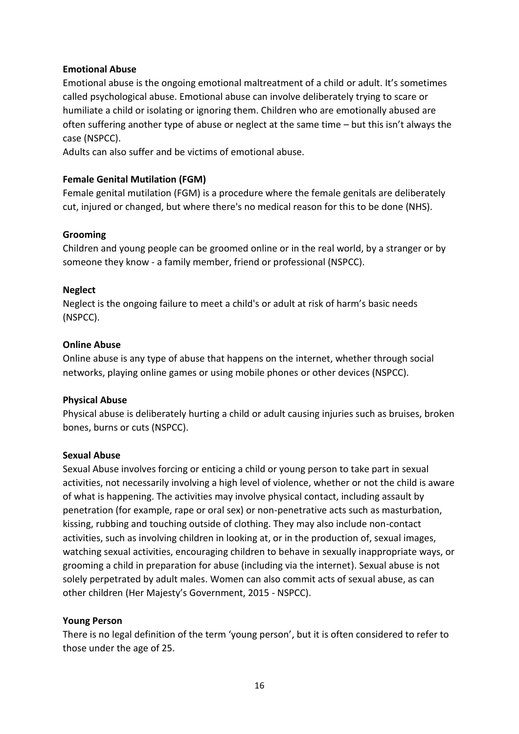**Emotional Abuse**

Emotional abuse is the ongoing emotional maltreatment of a child or adult. It's sometimes called psychological abuse. Emotional abuse can involve deliberately trying to scare or humiliate a child or isolating or ignoring them. Children who are emotionally abused are often suffering another type of abuse or neglect at the same time – but this isn't always the case (NSPCC).

Adults can also suffer and be victims of emotional abuse.

**Female Genital Mutilation (FGM)**

Female genital mutilation (FGM) is a procedure where the female genitals are deliberately cut, injured or changed, but where there's no medical reason for this to be done (NHS).

**Grooming**

Children and young people can be groomed online or in the real world, by a stranger or by someone they know - a family member, friend or professional (NSPCC).

**Neglect**

Neglect is the ongoing failure to meet a child's or adult at risk of harm's basic needs (NSPCC).

**Online Abuse**

Online abuse is any type of abuse that happens on the internet, whether through social networks, playing online games or using mobile phones or other devices (NSPCC).

**Physical Abuse**

Physical abuse is deliberately hurting a child or adult causing injuries such as bruises, broken bones, burns or cuts (NSPCC).

**Sexual Abuse**

Sexual Abuse involves forcing or enticing a child or young person to take part in sexual activities, not necessarily involving a high level of violence, whether or not the child is aware of what is happening. The activities may involve physical contact, including assault by penetration (for example, rape or oral sex) or non-penetrative acts such as masturbation, kissing, rubbing and touching outside of clothing. They may also include non-contact activities, such as involving children in looking at, or in the production of, sexual images, watching sexual activities, encouraging children to behave in sexually inappropriate ways, or grooming a child in preparation for abuse (including via the internet). Sexual abuse is not solely perpetrated by adult males. Women can also commit acts of sexual abuse, as can other children (Her Majesty's Government, 2015 - NSPCC).

**Young Person**

There is no legal definition of the term 'young person', but it is often considered to refer to those under the age of 25.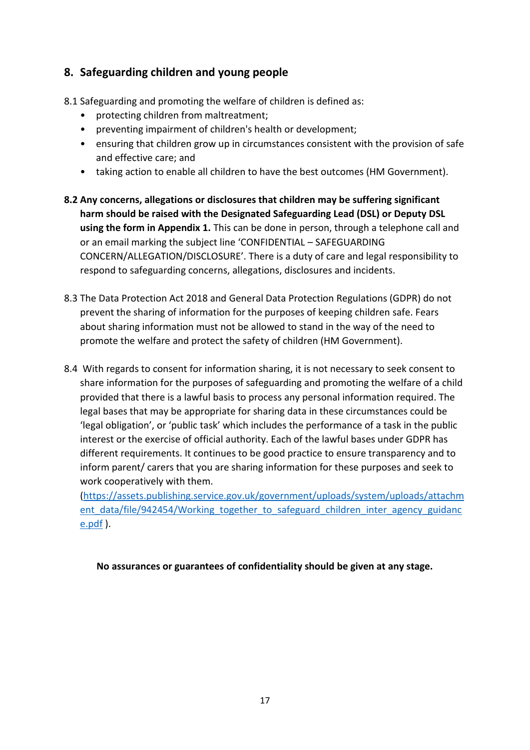## 8. Safeguarding children and young people

8.1 Safeguarding and promoting the welfare of children is defined as:

- protecting children from maltreatment;
- preventing impairment of children's health or development;
- ensuring that children grow up in circumstances consistent with the provision of safe and effective care; and
- taking action to enable all children to have the best outcomes (HM Government).

**8.2 Any concerns, allegations or disclosures that children may be suffering significant harm should be raised with the Designated Safeguarding Lead (DSL) or Deputy DSL using the form in Appendix 1.** This can be done in person, through a telephone call and or an email marking the subject line 'CONFIDENTIAL – SAFEGUARDING CONCERN/ALLEGATION/DISCLOSURE'. There is a duty of care and legal responsibility to respond to safeguarding concerns, allegations, disclosures and incidents.

8.3 The Data Protection Act 2018 and General Data Protection Regulations (GDPR) do not prevent the sharing of information for the purposes of keeping children safe. Fears about sharing information must not be allowed to stand in the way of the need to promote the welfare and protect the safety of children (HM Government).

8.4 With regards to consent for information sharing, it is not necessary to seek consent to share information for the purposes of safeguarding and promoting the welfare of a child provided that there is a lawful basis to process any personal information required. The legal bases that may be appropriate for sharing data in these circumstances could be 'legal obligation', or 'public task' which includes the performance of a task in the public interest or the exercise of official authority. Each of the lawful bases under GDPR has different requirements. It continues to be good practice to ensure transparency and to inform parent/ carers that you are sharing information for these purposes and seek to work cooperatively with them. (https://assets.publishing.service.gov.uk/government/uploads/system/uploads/attachment_data/file/942454/Working_together_to_safeguard_children_inter_agency_guidance.pdf ).

**No assurances or guarantees of confidentiality should be given at any stage.**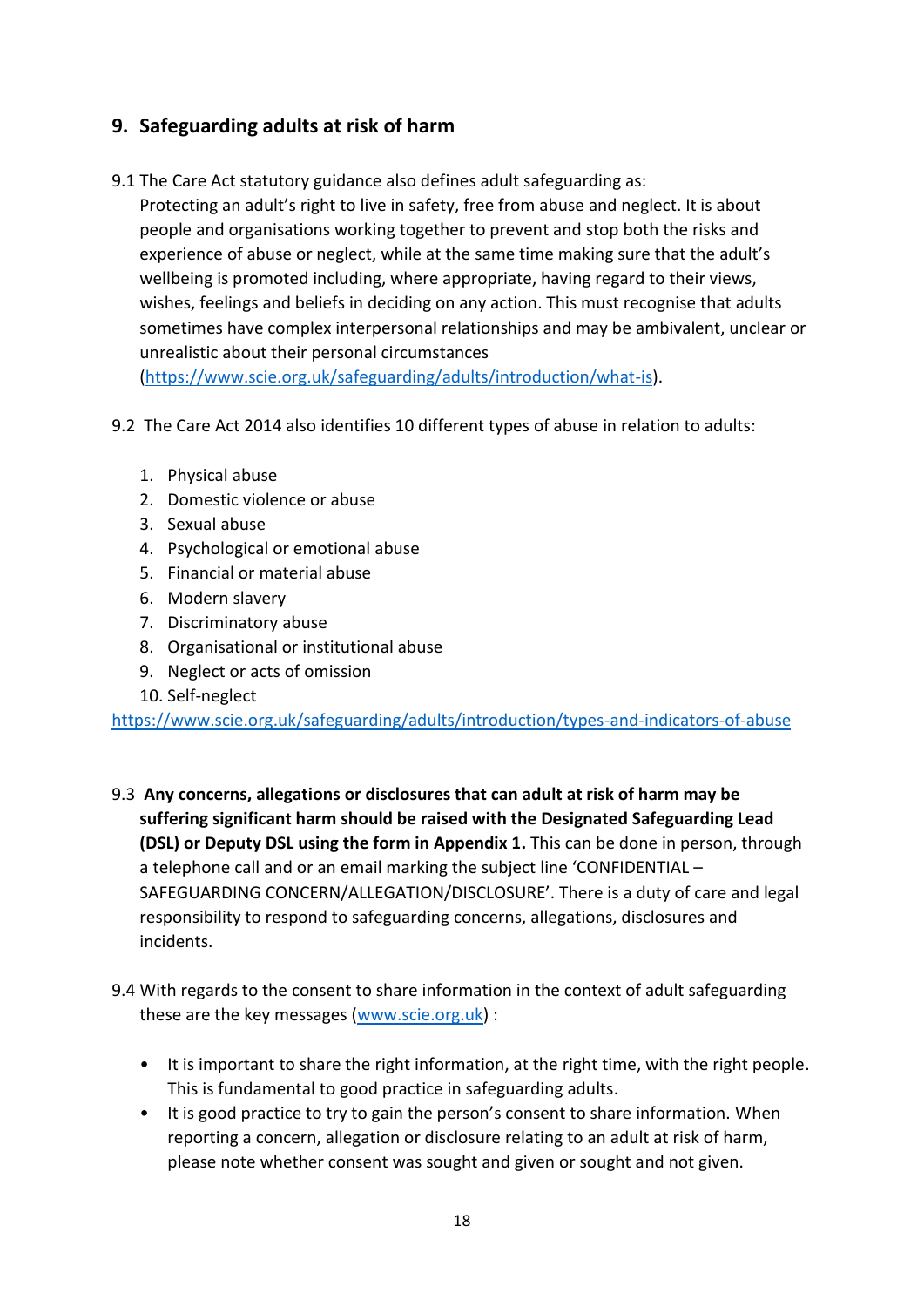## 9. Safeguarding adults at risk of harm

9.1 The Care Act statutory guidance also defines adult safeguarding as:
Protecting an adult's right to live in safety, free from abuse and neglect. It is about people and organisations working together to prevent and stop both the risks and experience of abuse or neglect, while at the same time making sure that the adult's wellbeing is promoted including, where appropriate, having regard to their views, wishes, feelings and beliefs in deciding on any action. This must recognise that adults sometimes have complex interpersonal relationships and may be ambivalent, unclear or unrealistic about their personal circumstances (https://www.scie.org.uk/safeguarding/adults/introduction/what-is).

9.2 The Care Act 2014 also identifies 10 different types of abuse in relation to adults:

1. Physical abuse
2. Domestic violence or abuse
3. Sexual abuse
4. Psychological or emotional abuse
5. Financial or material abuse
6. Modern slavery
7. Discriminatory abuse
8. Organisational or institutional abuse
9. Neglect or acts of omission
10. Self-neglect

https://www.scie.org.uk/safeguarding/adults/introduction/types-and-indicators-of-abuse

9.3 **Any concerns, allegations or disclosures that can adult at risk of harm may be suffering significant harm should be raised with the Designated Safeguarding Lead (DSL) or Deputy DSL using the form in Appendix 1.** This can be done in person, through a telephone call and or an email marking the subject line 'CONFIDENTIAL – SAFEGUARDING CONCERN/ALLEGATION/DISCLOSURE'. There is a duty of care and legal responsibility to respond to safeguarding concerns, allegations, disclosures and incidents.

9.4 With regards to the consent to share information in the context of adult safeguarding these are the key messages (www.scie.org.uk) :

- It is important to share the right information, at the right time, with the right people. This is fundamental to good practice in safeguarding adults.
- It is good practice to try to gain the person's consent to share information. When reporting a concern, allegation or disclosure relating to an adult at risk of harm, please note whether consent was sought and given or sought and not given.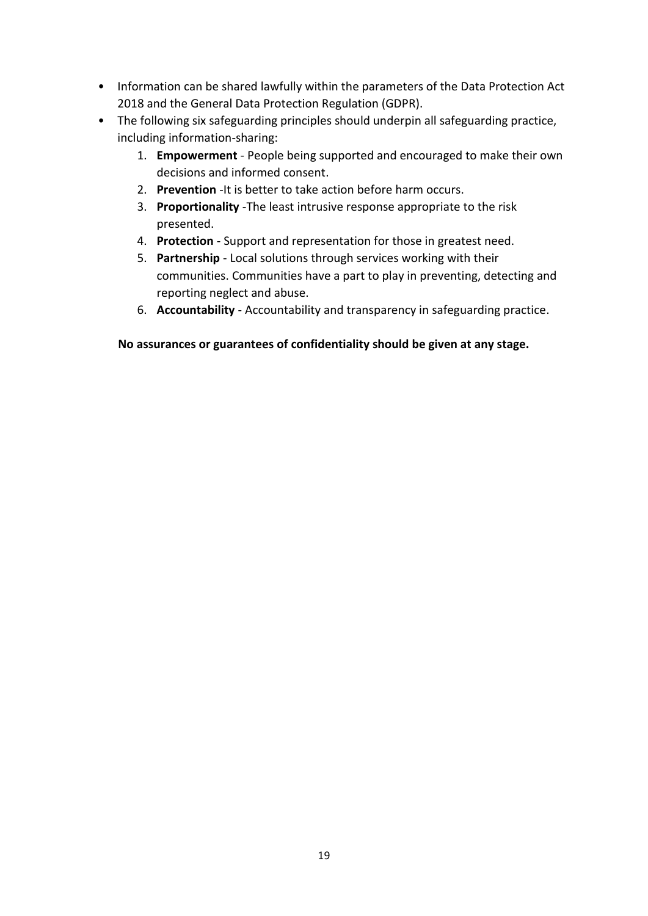- Information can be shared lawfully within the parameters of the Data Protection Act 2018 and the General Data Protection Regulation (GDPR).
- The following six safeguarding principles should underpin all safeguarding practice, including information-sharing:
    1. **Empowerment** - People being supported and encouraged to make their own decisions and informed consent.
    2. **Prevention** -It is better to take action before harm occurs.
    3. **Proportionality** -The least intrusive response appropriate to the risk presented.
    4. **Protection** - Support and representation for those in greatest need.
    5. **Partnership** - Local solutions through services working with their communities. Communities have a part to play in preventing, detecting and reporting neglect and abuse.
    6. **Accountability** - Accountability and transparency in safeguarding practice.

**No assurances or guarantees of confidentiality should be given at any stage.**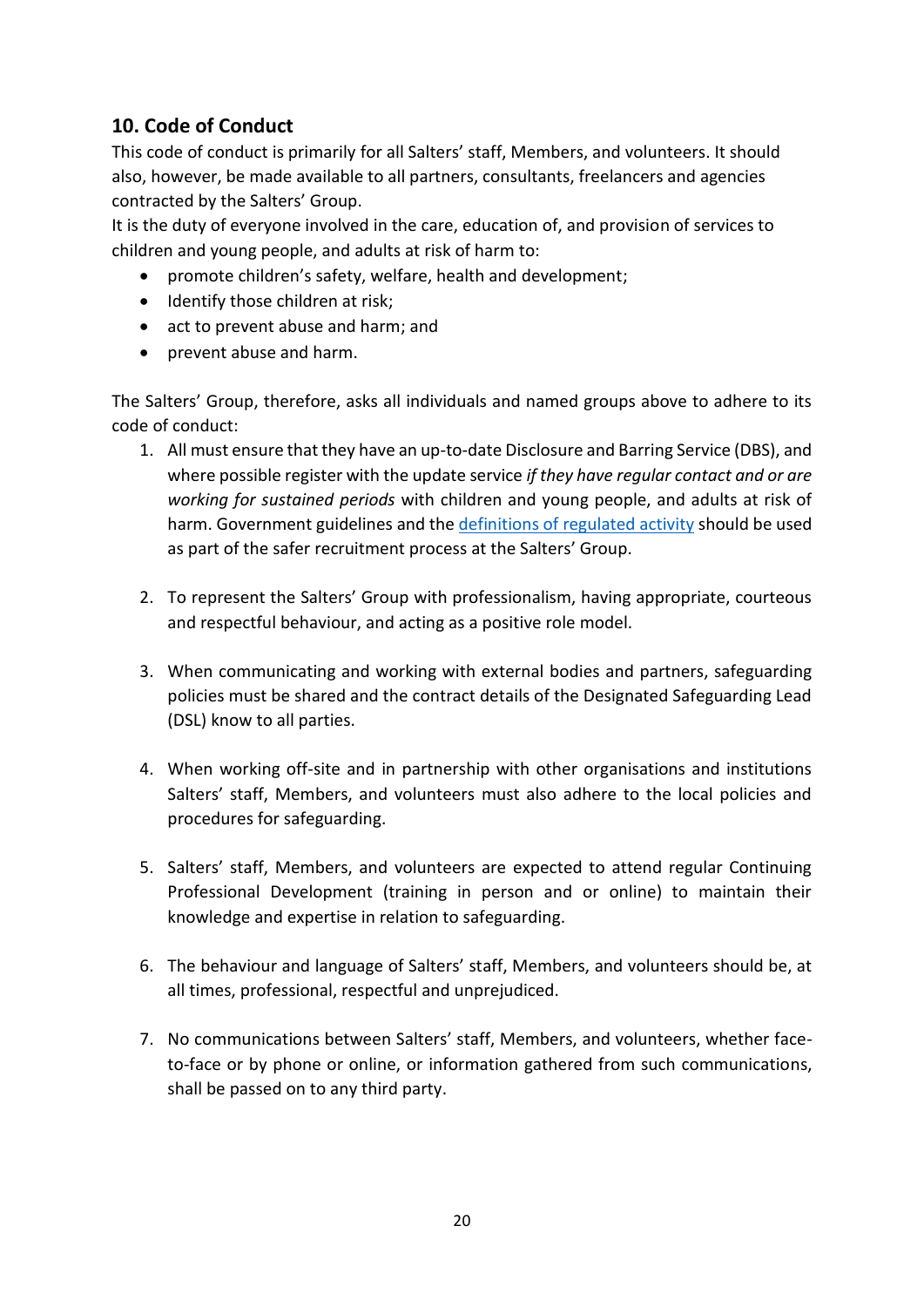## 10. Code of Conduct

This code of conduct is primarily for all Salters' staff, Members, and volunteers. It should also, however, be made available to all partners, consultants, freelancers and agencies contracted by the Salters' Group.

It is the duty of everyone involved in the care, education of, and provision of services to children and young people, and adults at risk of harm to:

- promote children's safety, welfare, health and development;
- Identify those children at risk;
- act to prevent abuse and harm; and
- prevent abuse and harm.

The Salters' Group, therefore, asks all individuals and named groups above to adhere to its code of conduct:

1. All must ensure that they have an up-to-date Disclosure and Barring Service (DBS), and where possible register with the update service *if they have regular contact and or are working for sustained periods* with children and young people, and adults at risk of harm. Government guidelines and the [definitions of regulated activity] should be used as part of the safer recruitment process at the Salters' Group.

2. To represent the Salters' Group with professionalism, having appropriate, courteous and respectful behaviour, and acting as a positive role model.

3. When communicating and working with external bodies and partners, safeguarding policies must be shared and the contract details of the Designated Safeguarding Lead (DSL) know to all parties.

4. When working off-site and in partnership with other organisations and institutions Salters' staff, Members, and volunteers must also adhere to the local policies and procedures for safeguarding.

5. Salters' staff, Members, and volunteers are expected to attend regular Continuing Professional Development (training in person and or online) to maintain their knowledge and expertise in relation to safeguarding.

6. The behaviour and language of Salters' staff, Members, and volunteers should be, at all times, professional, respectful and unprejudiced.

7. No communications between Salters' staff, Members, and volunteers, whether face-to-face or by phone or online, or information gathered from such communications, shall be passed on to any third party.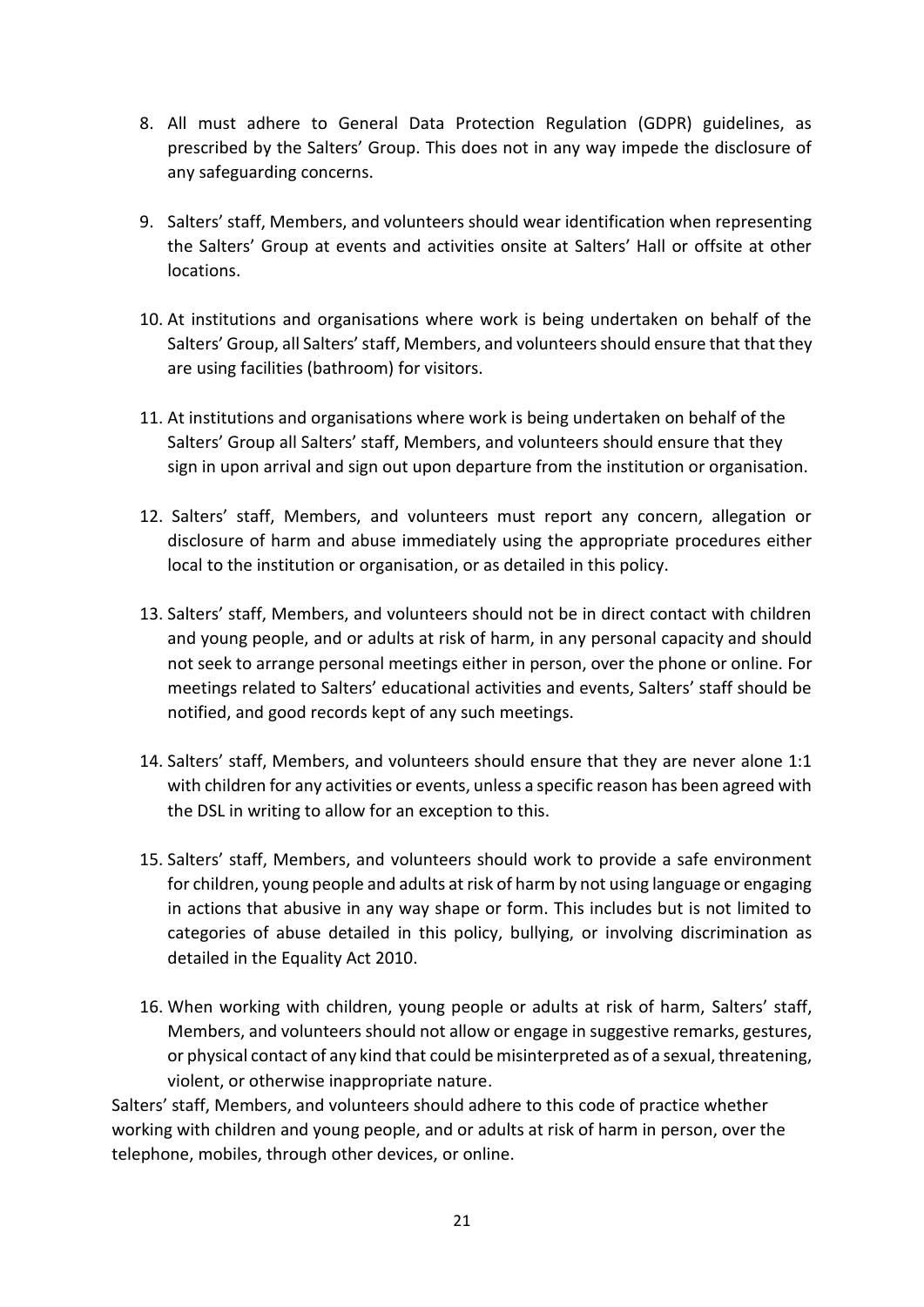8. All must adhere to General Data Protection Regulation (GDPR) guidelines, as prescribed by the Salters' Group. This does not in any way impede the disclosure of any safeguarding concerns.

9. Salters' staff, Members, and volunteers should wear identification when representing the Salters' Group at events and activities onsite at Salters' Hall or offsite at other locations.

10. At institutions and organisations where work is being undertaken on behalf of the Salters' Group, all Salters' staff, Members, and volunteers should ensure that that they are using facilities (bathroom) for visitors.

11. At institutions and organisations where work is being undertaken on behalf of the Salters' Group all Salters' staff, Members, and volunteers should ensure that they sign in upon arrival and sign out upon departure from the institution or organisation.

12. Salters' staff, Members, and volunteers must report any concern, allegation or disclosure of harm and abuse immediately using the appropriate procedures either local to the institution or organisation, or as detailed in this policy.

13. Salters' staff, Members, and volunteers should not be in direct contact with children and young people, and or adults at risk of harm, in any personal capacity and should not seek to arrange personal meetings either in person, over the phone or online. For meetings related to Salters' educational activities and events, Salters' staff should be notified, and good records kept of any such meetings.

14. Salters' staff, Members, and volunteers should ensure that they are never alone 1:1 with children for any activities or events, unless a specific reason has been agreed with the DSL in writing to allow for an exception to this.

15. Salters' staff, Members, and volunteers should work to provide a safe environment for children, young people and adults at risk of harm by not using language or engaging in actions that abusive in any way shape or form. This includes but is not limited to categories of abuse detailed in this policy, bullying, or involving discrimination as detailed in the Equality Act 2010.

16. When working with children, young people or adults at risk of harm, Salters' staff, Members, and volunteers should not allow or engage in suggestive remarks, gestures, or physical contact of any kind that could be misinterpreted as of a sexual, threatening, violent, or otherwise inappropriate nature.

Salters' staff, Members, and volunteers should adhere to this code of practice whether working with children and young people, and or adults at risk of harm in person, over the telephone, mobiles, through other devices, or online.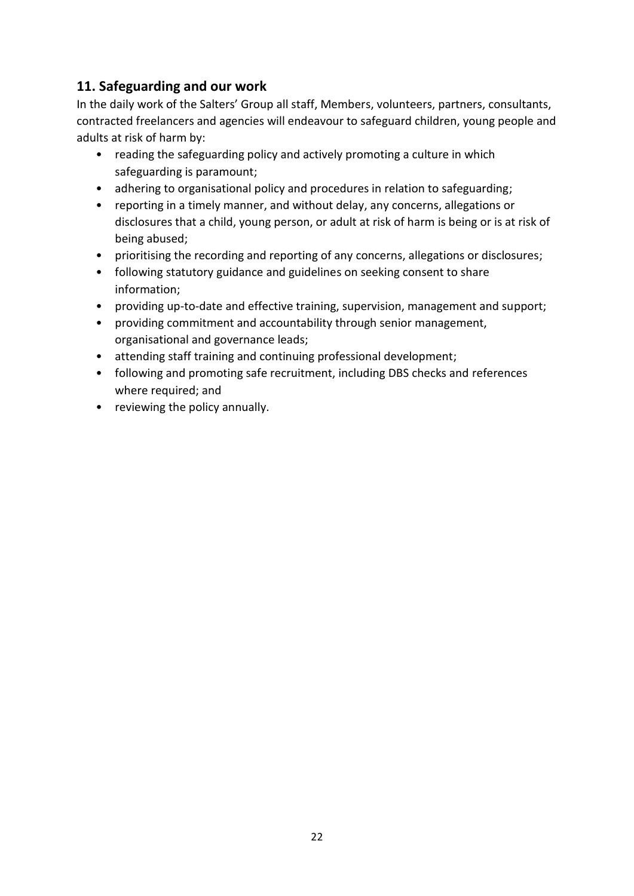## 11. Safeguarding and our work

In the daily work of the Salters' Group all staff, Members, volunteers, partners, consultants, contracted freelancers and agencies will endeavour to safeguard children, young people and adults at risk of harm by:

- reading the safeguarding policy and actively promoting a culture in which safeguarding is paramount;
- adhering to organisational policy and procedures in relation to safeguarding;
- reporting in a timely manner, and without delay, any concerns, allegations or disclosures that a child, young person, or adult at risk of harm is being or is at risk of being abused;
- prioritising the recording and reporting of any concerns, allegations or disclosures;
- following statutory guidance and guidelines on seeking consent to share information;
- providing up-to-date and effective training, supervision, management and support;
- providing commitment and accountability through senior management, organisational and governance leads;
- attending staff training and continuing professional development;
- following and promoting safe recruitment, including DBS checks and references where required; and
- reviewing the policy annually.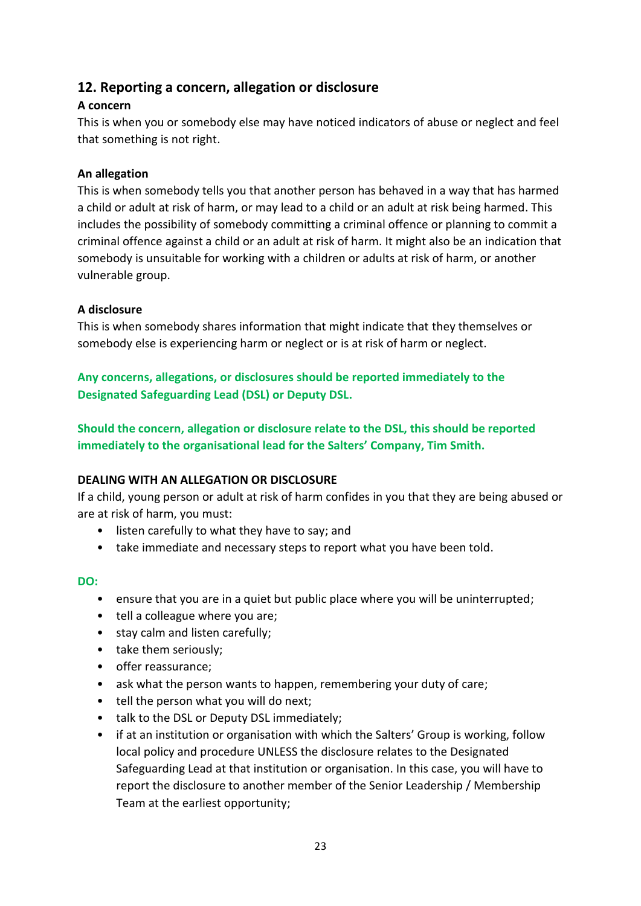## 12. Reporting a concern, allegation or disclosure

**A concern**

This is when you or somebody else may have noticed indicators of abuse or neglect and feel that something is not right.

**An allegation**

This is when somebody tells you that another person has behaved in a way that has harmed a child or adult at risk of harm, or may lead to a child or an adult at risk being harmed. This includes the possibility of somebody committing a criminal offence or planning to commit a criminal offence against a child or an adult at risk of harm. It might also be an indication that somebody is unsuitable for working with a children or adults at risk of harm, or another vulnerable group.

**A disclosure**

This is when somebody shares information that might indicate that they themselves or somebody else is experiencing harm or neglect or is at risk of harm or neglect.

**Any concerns, allegations, or disclosures should be reported immediately to the Designated Safeguarding Lead (DSL) or Deputy DSL.**

**Should the concern, allegation or disclosure relate to the DSL, this should be reported immediately to the organisational lead for the Salters' Company, Tim Smith.**

**DEALING WITH AN ALLEGATION OR DISCLOSURE**

If a child, young person or adult at risk of harm confides in you that they are being abused or are at risk of harm, you must:

- listen carefully to what they have to say; and
- take immediate and necessary steps to report what you have been told.

**DO:**

- ensure that you are in a quiet but public place where you will be uninterrupted;
- tell a colleague where you are;
- stay calm and listen carefully;
- take them seriously;
- offer reassurance;
- ask what the person wants to happen, remembering your duty of care;
- tell the person what you will do next;
- talk to the DSL or Deputy DSL immediately;
- if at an institution or organisation with which the Salters' Group is working, follow local policy and procedure UNLESS the disclosure relates to the Designated Safeguarding Lead at that institution or organisation. In this case, you will have to report the disclosure to another member of the Senior Leadership / Membership Team at the earliest opportunity;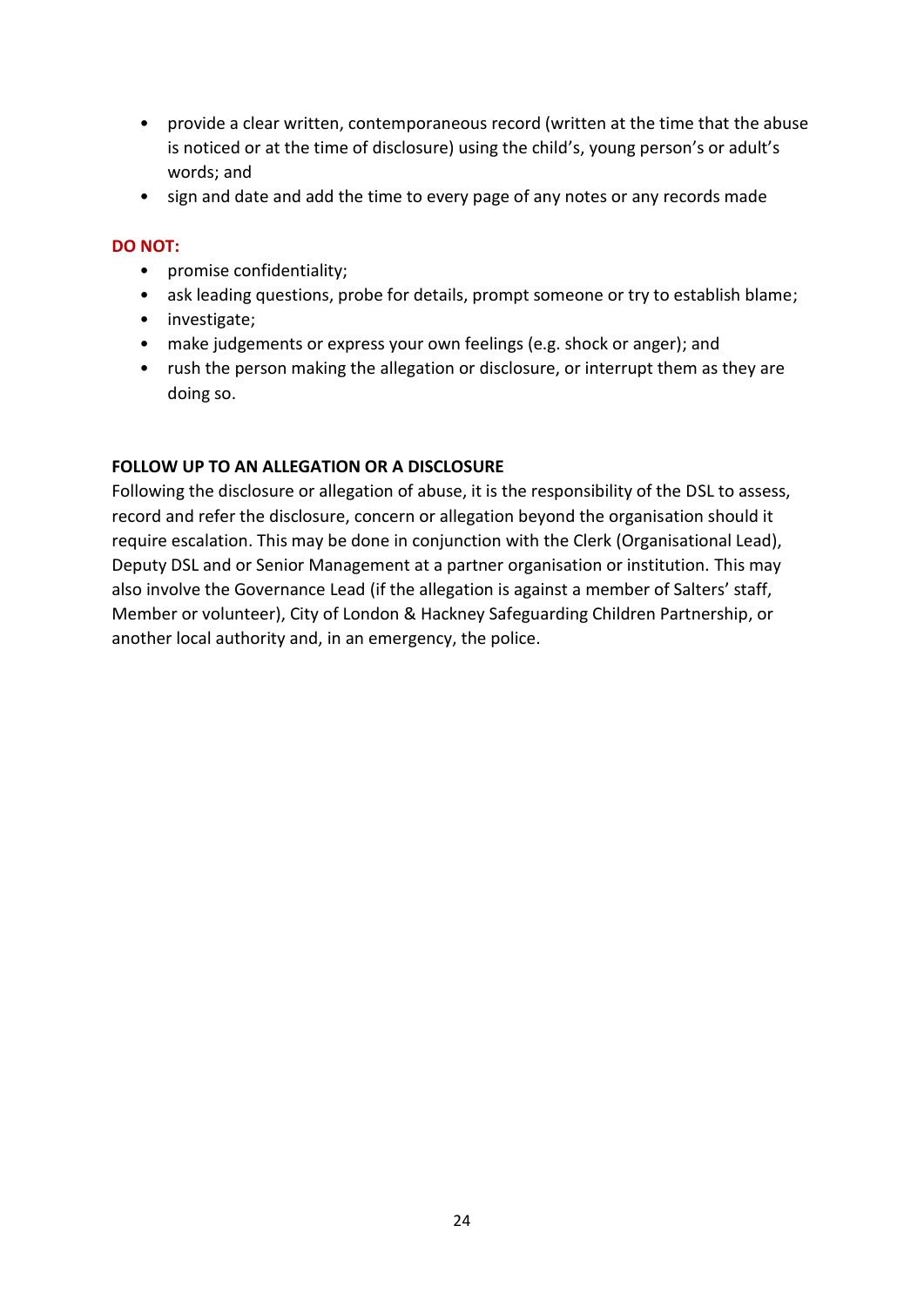- provide a clear written, contemporaneous record (written at the time that the abuse is noticed or at the time of disclosure) using the child's, young person's or adult's words; and
- sign and date and add the time to every page of any notes or any records made

**DO NOT:**

- promise confidentiality;
- ask leading questions, probe for details, prompt someone or try to establish blame;
- investigate;
- make judgements or express your own feelings (e.g. shock or anger); and
- rush the person making the allegation or disclosure, or interrupt them as they are doing so.

**FOLLOW UP TO AN ALLEGATION OR A DISCLOSURE**

Following the disclosure or allegation of abuse, it is the responsibility of the DSL to assess, record and refer the disclosure, concern or allegation beyond the organisation should it require escalation. This may be done in conjunction with the Clerk (Organisational Lead), Deputy DSL and or Senior Management at a partner organisation or institution. This may also involve the Governance Lead (if the allegation is against a member of Salters' staff, Member or volunteer), City of London & Hackney Safeguarding Children Partnership, or another local authority and, in an emergency, the police.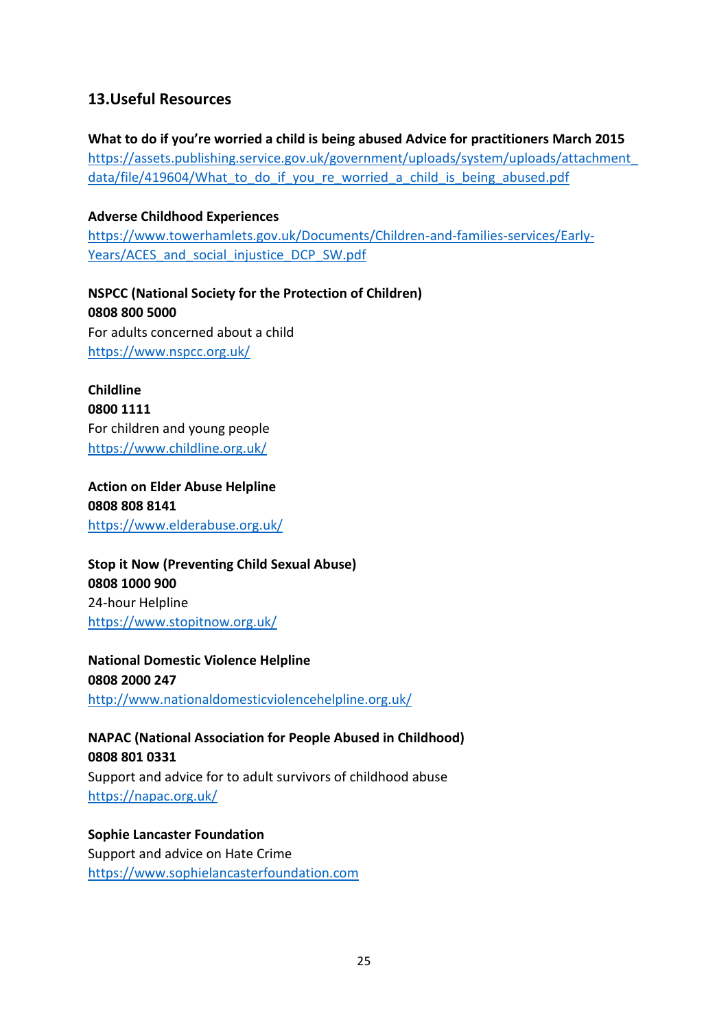## 13.Useful Resources

**What to do if you're worried a child is being abused Advice for practitioners March 2015**
https://assets.publishing.service.gov.uk/government/uploads/system/uploads/attachment_data/file/419604/What_to_do_if_you_re_worried_a_child_is_being_abused.pdf

**Adverse Childhood Experiences**
https://www.towerhamlets.gov.uk/Documents/Children-and-families-services/Early-Years/ACES_and_social_injustice_DCP_SW.pdf

**NSPCC (National Society for the Protection of Children)**
**0808 800 5000**
For adults concerned about a child
https://www.nspcc.org.uk/

**Childline**
**0800 1111**
For children and young people
https://www.childline.org.uk/

**Action on Elder Abuse Helpline**
**0808 808 8141**
https://www.elderabuse.org.uk/

**Stop it Now (Preventing Child Sexual Abuse)**
**0808 1000 900**
24-hour Helpline
https://www.stopitnow.org.uk/

**National Domestic Violence Helpline**
**0808 2000 247**
http://www.nationaldomesticviolencehelpline.org.uk/

**NAPAC (National Association for People Abused in Childhood)**
**0808 801 0331**
Support and advice for to adult survivors of childhood abuse
https://napac.org.uk/

**Sophie Lancaster Foundation**
Support and advice on Hate Crime
https://www.sophielancasterfoundation.com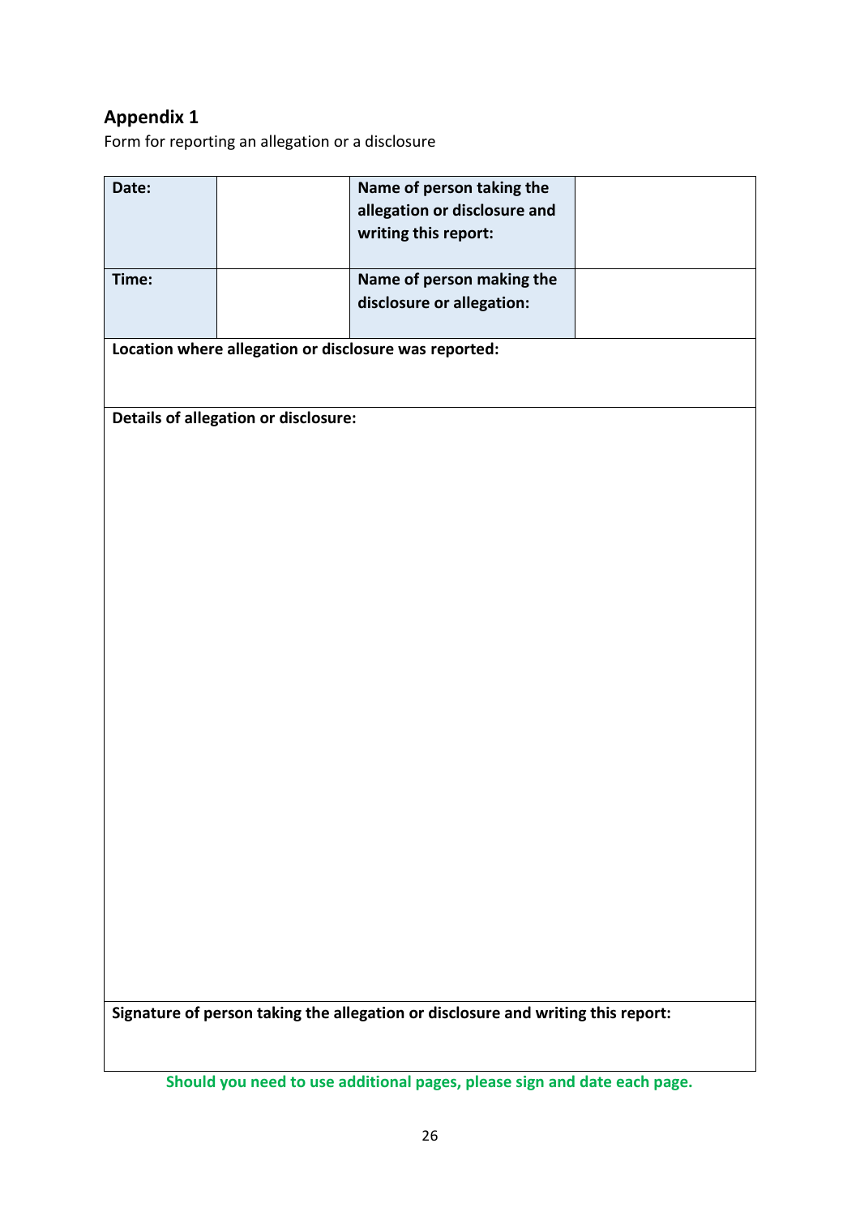## Appendix 1

Form for reporting an allegation or a disclosure

| **Date:** | | **Name of person taking the allegation or disclosure and writing this report:** | |
|---|---|---|---|
| **Time:** | | **Name of person making the disclosure or allegation:** | |
| **Location where allegation or disclosure was reported:** | | | |
| **Details of allegation or disclosure:** | | | |
| **Signature of person taking the allegation or disclosure and writing this report:** | | | |

**Should you need to use additional pages, please sign and date each page.**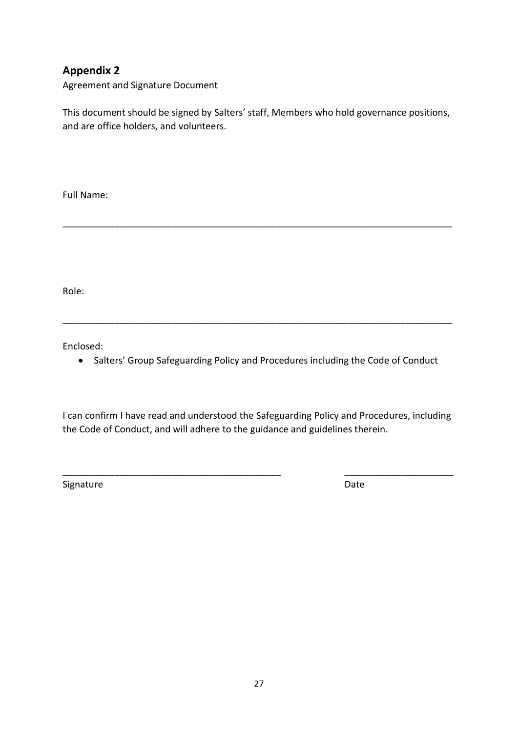## Appendix 2

Agreement and Signature Document

This document should be signed by Salters' staff, Members who hold governance positions, and are office holders, and volunteers.

Full Name:

\_\_\_\_\_\_\_\_\_\_\_\_\_\_\_\_\_\_\_\_\_\_\_\_\_\_\_\_\_\_\_\_\_\_\_\_\_\_\_\_\_\_\_\_\_\_\_\_\_\_\_\_\_\_\_\_\_\_\_\_\_\_\_\_\_\_\_\_\_\_\_\_\_\_\_\_

Role:

\_\_\_\_\_\_\_\_\_\_\_\_\_\_\_\_\_\_\_\_\_\_\_\_\_\_\_\_\_\_\_\_\_\_\_\_\_\_\_\_\_\_\_\_\_\_\_\_\_\_\_\_\_\_\_\_\_\_\_\_\_\_\_\_\_\_\_\_\_\_\_\_\_\_\_\_

Enclosed:

- Salters' Group Safeguarding Policy and Procedures including the Code of Conduct

I can confirm I have read and understood the Safeguarding Policy and Procedures, including the Code of Conduct, and will adhere to the guidance and guidelines therein.

\_\_\_\_\_\_\_\_\_\_\_\_\_\_\_\_\_\_\_\_\_\_\_\_\_\_\_\_\_\_\_\_\_\_\_\_\_\_\_\_\_\_ \_\_\_\_\_\_\_\_\_\_\_\_\_\_\_\_\_\_\_\_

Signature Date